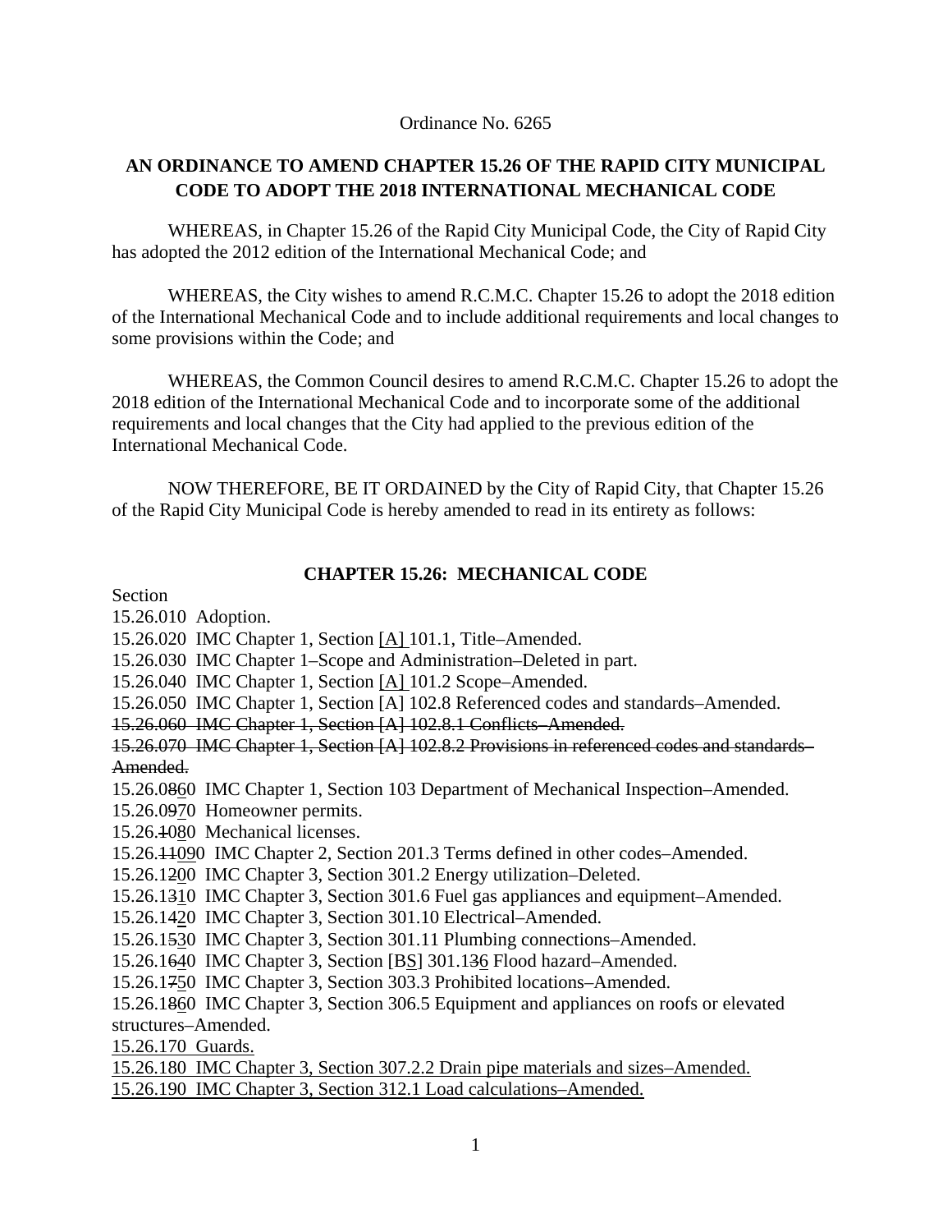Ordinance No. 6265

**AN ORDINANCE TO AMEND CHAPTER 15.26 OF THE RAPID CITY MUNICIPAL CODE TO ADOPT THE 2018 INTERNATIONAL MECHANICAL CODE**

WHEREAS, in Chapter 15.26 of the Rapid City Municipal Code, the City of Rapid City has adopted the 2012 edition of the International Mechanical Code; and

WHEREAS, the City wishes to amend R.C.M.C. Chapter 15.26 to adopt the 2018 edition of the International Mechanical Code and to include additional requirements and local changes to some provisions within the Code; and

WHEREAS, the Common Council desires to amend R.C.M.C. Chapter 15.26 to adopt the 2018 edition of the International Mechanical Code and to incorporate some of the additional requirements and local changes that the City had applied to the previous edition of the International Mechanical Code.

NOW THEREFORE, BE IT ORDAINED by the City of Rapid City, that Chapter 15.26 of the Rapid City Municipal Code is hereby amended to read in its entirety as follows:

**CHAPTER 15.26: MECHANICAL CODE**

Section
15.26.010 Adoption.
15.26.020 IMC Chapter 1, Section <u>[A] </u>101.1, Title–Amended.
15.26.030 IMC Chapter 1–Scope and Administration–Deleted in part.
15.26.040 IMC Chapter 1, Section <u>[A] </u>101.2 Scope–Amended.
15.26.050 IMC Chapter 1, Section [A] 102.8 Referenced codes and standards–Amended.
~~15.26.060 IMC Chapter 1, Section [A] 102.8.1 Conflicts–Amended.~~
~~15.26.070 IMC Chapter 1, Section [A] 102.8.2 Provisions in referenced codes and standards–Amended.~~
15.26.0~~8~~<u>6</u>0 IMC Chapter 1, Section 103 Department of Mechanical Inspection–Amended.
15.26.0~~9~~<u>7</u>0 Homeowner permits.
15.26.~~1~~0<u>8</u>0 Mechanical licenses.
15.26.~~11~~<u>09</u>0 IMC Chapter 2, Section 201.3 Terms defined in other codes–Amended.
15.26.1~~2~~<u>0</u>0 IMC Chapter 3, Section 301.2 Energy utilization–Deleted.
15.26.1~~3~~<u>1</u>0 IMC Chapter 3, Section 301.6 Fuel gas appliances and equipment–Amended.
15.26.1~~4~~<u>2</u>0 IMC Chapter 3, Section 301.10 Electrical–Amended.
15.26.1~~5~~<u>3</u>0 IMC Chapter 3, Section 301.11 Plumbing connections–Amended.
15.26.1~~6~~<u>4</u>0 IMC Chapter 3, Section [B<u>S</u>] 301.1~~3~~<u>6</u> Flood hazard–Amended.
15.26.1~~7~~<u>5</u>0 IMC Chapter 3, Section 303.3 Prohibited locations–Amended.
15.26.1~~8~~<u>6</u>0 IMC Chapter 3, Section 306.5 Equipment and appliances on roofs or elevated structures–Amended.
<u>15.26.170 Guards.</u>
<u>15.26.180 IMC Chapter 3, Section 307.2.2 Drain pipe materials and sizes–Amended.</u>
<u>15.26.190 IMC Chapter 3, Section 312.1 Load calculations–Amended.</u>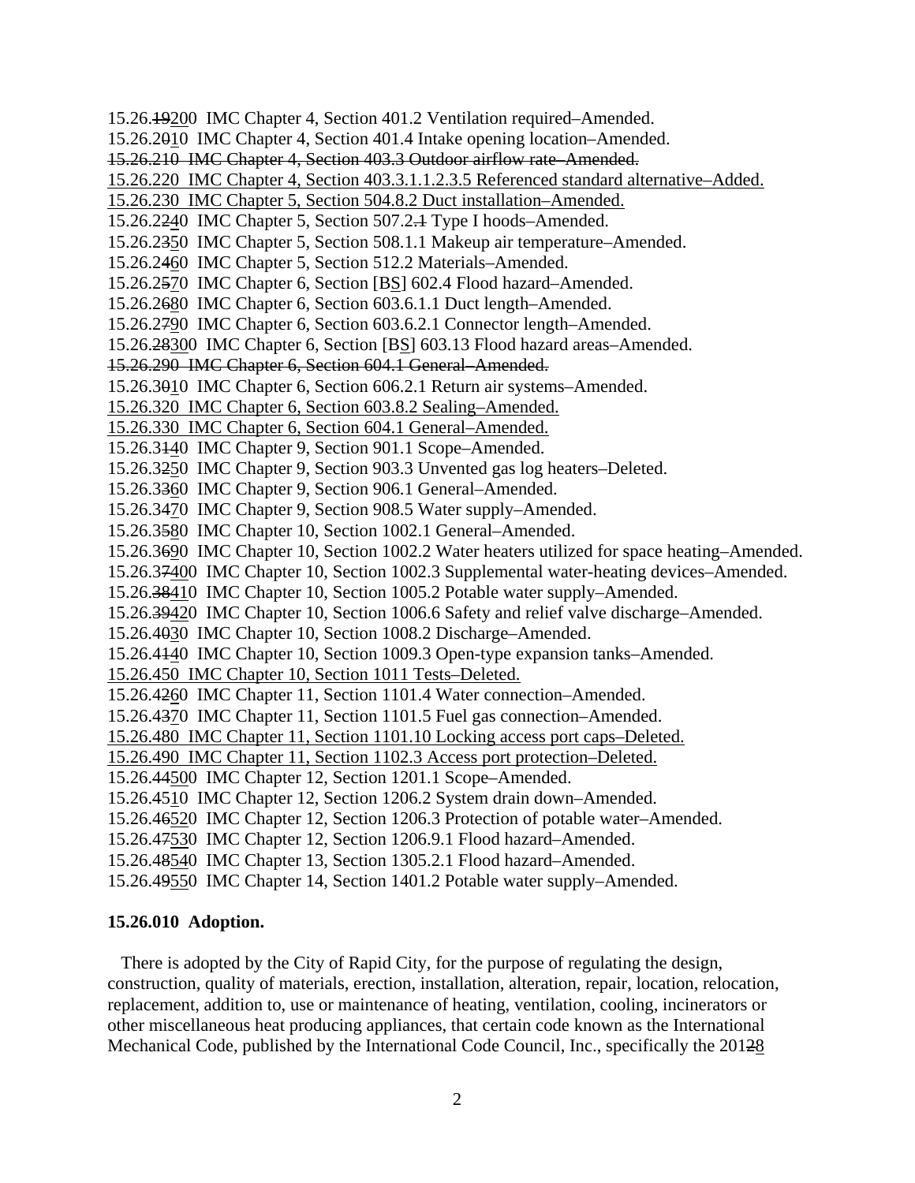15.26.~~19~~<u>20</u>0 IMC Chapter 4, Section 401.2 Ventilation required–Amended.
15.26.2~~0~~<u>1</u>0 IMC Chapter 4, Section 401.4 Intake opening location–Amended.
~~15.26.210 IMC Chapter 4, Section 403.3 Outdoor airflow rate–Amended.~~
<u>15.26.220 IMC Chapter 4, Section 403.3.1.1.2.3.5 Referenced standard alternative–Added.</u>
<u>15.26.230 IMC Chapter 5, Section 504.8.2 Duct installation–Amended.</u>
15.26.2~~2~~<u>4</u>0 IMC Chapter 5, Section 507.2~~.1~~ Type I hoods–Amended.
15.26.2~~3~~<u>5</u>0 IMC Chapter 5, Section 508.1.1 Makeup air temperature–Amended.
15.26.2~~4~~<u>6</u>0 IMC Chapter 5, Section 512.2 Materials–Amended.
15.26.2~~5~~<u>7</u>0 IMC Chapter 6, Section [B<u>S</u>] 602.4 Flood hazard–Amended.
15.26.2~~6~~<u>8</u>0 IMC Chapter 6, Section 603.6.1.1 Duct length–Amended.
15.26.2~~7~~<u>9</u>0 IMC Chapter 6, Section 603.6.2.1 Connector length–Amended.
15.26.~~28~~<u>30</u>0 IMC Chapter 6, Section [B<u>S</u>] 603.13 Flood hazard areas–Amended.
~~15.26.290 IMC Chapter 6, Section 604.1 General–Amended.~~
15.26.3~~0~~<u>1</u>0 IMC Chapter 6, Section 606.2.1 Return air systems–Amended.
<u>15.26.320 IMC Chapter 6, Section 603.8.2 Sealing–Amended.</u>
<u>15.26.330 IMC Chapter 6, Section 604.1 General–Amended.</u>
15.26.3~~1~~<u>4</u>0 IMC Chapter 9, Section 901.1 Scope–Amended.
15.26.3~~2~~<u>5</u>0 IMC Chapter 9, Section 903.3 Unvented gas log heaters–Deleted.
15.26.3~~3~~<u>6</u>0 IMC Chapter 9, Section 906.1 General–Amended.
15.26.3~~4~~<u>7</u>0 IMC Chapter 9, Section 908.5 Water supply–Amended.
15.26.3~~5~~<u>8</u>0 IMC Chapter 10, Section 1002.1 General–Amended.
15.26.3~~6~~<u>9</u>0 IMC Chapter 10, Section 1002.2 Water heaters utilized for space heating–Amended.
15.26.~~37~~<u>40</u>0 IMC Chapter 10, Section 1002.3 Supplemental water-heating devices–Amended.
15.26.~~38~~<u>41</u>0 IMC Chapter 10, Section 1005.2 Potable water supply–Amended.
15.26.~~39~~<u>42</u>0 IMC Chapter 10, Section 1006.6 Safety and relief valve discharge–Amended.
15.26.4~~0~~<u>3</u>0 IMC Chapter 10, Section 1008.2 Discharge–Amended.
15.26.4~~1~~<u>4</u>0 IMC Chapter 10, Section 1009.3 Open-type expansion tanks–Amended.
<u>15.26.450 IMC Chapter 10, Section 1011 Tests–Deleted.</u>
15.26.4~~2~~<u>6</u>0 IMC Chapter 11, Section 1101.4 Water connection–Amended.
15.26.4~~3~~<u>7</u>0 IMC Chapter 11, Section 1101.5 Fuel gas connection–Amended.
<u>15.26.480 IMC Chapter 11, Section 1101.10 Locking access port caps–Deleted.</u>
<u>15.26.490 IMC Chapter 11, Section 1102.3 Access port protection–Deleted.</u>
15.26.~~44~~<u>50</u>0 IMC Chapter 12, Section 1201.1 Scope–Amended.
15.26.4<u>51</u>0 IMC Chapter 12, Section 1206.2 System drain down–Amended.
15.26.~~46~~<u>52</u>0 IMC Chapter 12, Section 1206.3 Protection of potable water–Amended.
15.26.~~47~~<u>53</u>0 IMC Chapter 12, Section 1206.9.1 Flood hazard–Amended.
15.26.~~48~~<u>54</u>0 IMC Chapter 13, Section 1305.2.1 Flood hazard–Amended.
15.26.~~49~~<u>55</u>0 IMC Chapter 14, Section 1401.2 Potable water supply–Amended.

**15.26.010 Adoption.**

There is adopted by the City of Rapid City, for the purpose of regulating the design, construction, quality of materials, erection, installation, alteration, repair, location, relocation, replacement, addition to, use or maintenance of heating, ventilation, cooling, incinerators or other miscellaneous heat producing appliances, that certain code known as the International Mechanical Code, published by the International Code Council, Inc., specifically the 201~~2~~<u>8</u>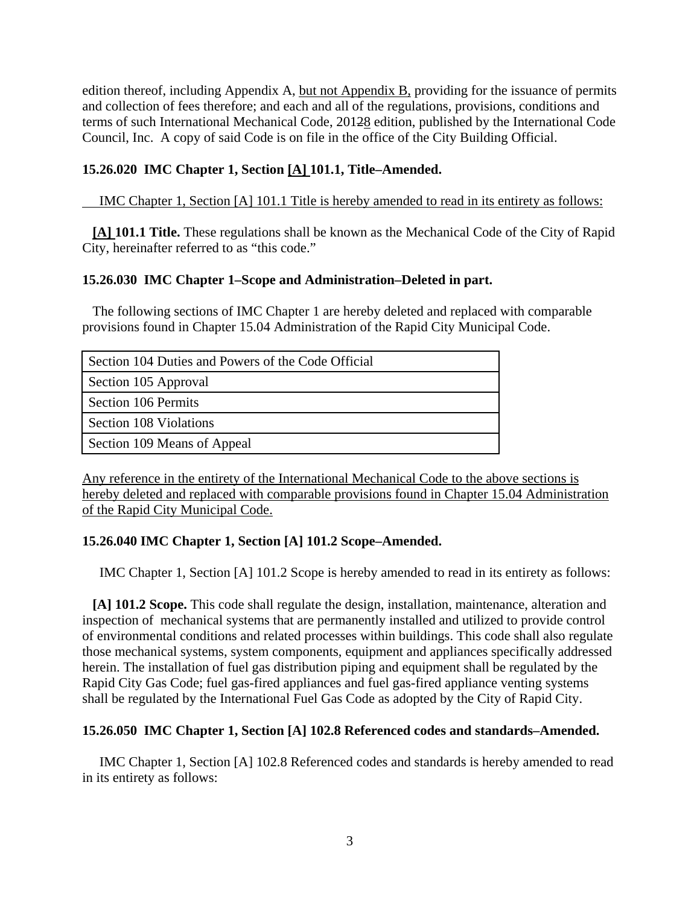edition thereof, including Appendix A, <u>but not Appendix B,</u> providing for the issuance of permits and collection of fees therefore; and each and all of the regulations, provisions, conditions and terms of such International Mechanical Code, 2012~~2~~8 edition, published by the International Code Council, Inc. A copy of said Code is on file in the office of the City Building Official.

**15.26.020 IMC Chapter 1, Section <u>[A]</u> 101.1, Title–Amended.**

<u>IMC Chapter 1, Section [A] 101.1 Title is hereby amended to read in its entirety as follows:</u>

**<u>[A]</u> 101.1 Title.** These regulations shall be known as the Mechanical Code of the City of Rapid City, hereinafter referred to as "this code."

**15.26.030 IMC Chapter 1–Scope and Administration–Deleted in part.**

The following sections of IMC Chapter 1 are hereby deleted and replaced with comparable provisions found in Chapter 15.04 Administration of the Rapid City Municipal Code.

| Section 104 Duties and Powers of the Code Official |
|---|
| Section 105 Approval |
| Section 106 Permits |
| Section 108 Violations |
| Section 109 Means of Appeal |

<u>Any reference in the entirety of the International Mechanical Code to the above sections is hereby deleted and replaced with comparable provisions found in Chapter 15.04 Administration of the Rapid City Municipal Code.</u>

**15.26.040 IMC Chapter 1, Section [A] 101.2 Scope–Amended.**

IMC Chapter 1, Section [A] 101.2 Scope is hereby amended to read in its entirety as follows:

**[A] 101.2 Scope.** This code shall regulate the design, installation, maintenance, alteration and inspection of mechanical systems that are permanently installed and utilized to provide control of environmental conditions and related processes within buildings. This code shall also regulate those mechanical systems, system components, equipment and appliances specifically addressed herein. The installation of fuel gas distribution piping and equipment shall be regulated by the Rapid City Gas Code; fuel gas-fired appliances and fuel gas-fired appliance venting systems shall be regulated by the International Fuel Gas Code as adopted by the City of Rapid City.

**15.26.050 IMC Chapter 1, Section [A] 102.8 Referenced codes and standards–Amended.**

IMC Chapter 1, Section [A] 102.8 Referenced codes and standards is hereby amended to read in its entirety as follows: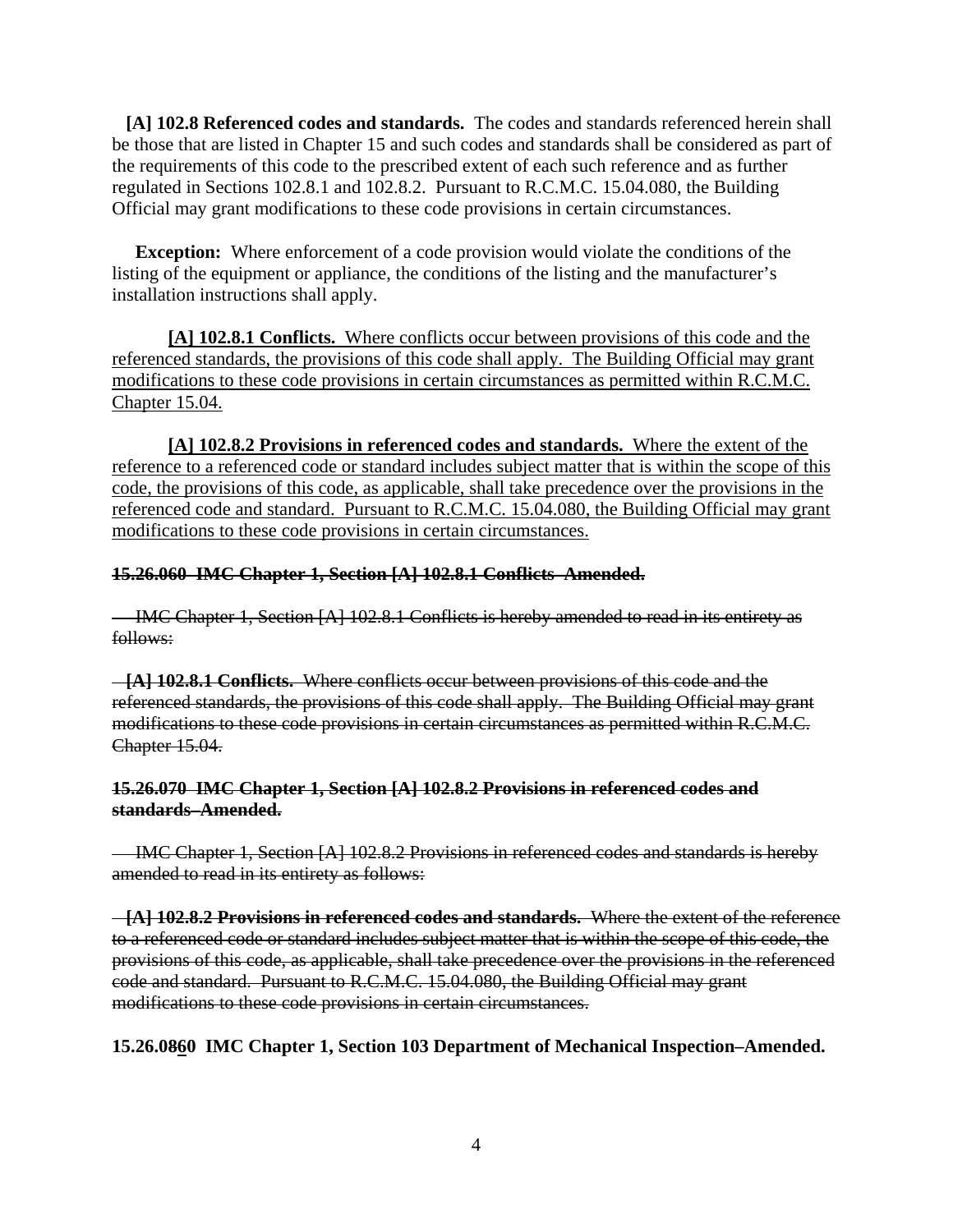**[A] 102.8 Referenced codes and standards.** The codes and standards referenced herein shall be those that are listed in Chapter 15 and such codes and standards shall be considered as part of the requirements of this code to the prescribed extent of each such reference and as further regulated in Sections 102.8.1 and 102.8.2. Pursuant to R.C.M.C. 15.04.080, the Building Official may grant modifications to these code provisions in certain circumstances.

**Exception:** Where enforcement of a code provision would violate the conditions of the listing of the equipment or appliance, the conditions of the listing and the manufacturer's installation instructions shall apply.

<u>**[A] 102.8.1 Conflicts.** Where conflicts occur between provisions of this code and the referenced standards, the provisions of this code shall apply. The Building Official may grant modifications to these code provisions in certain circumstances as permitted within R.C.M.C. Chapter 15.04.</u>

<u>**[A] 102.8.2 Provisions in referenced codes and standards.** Where the extent of the reference to a referenced code or standard includes subject matter that is within the scope of this code, the provisions of this code, as applicable, shall take precedence over the provisions in the referenced code and standard. Pursuant to R.C.M.C. 15.04.080, the Building Official may grant modifications to these code provisions in certain circumstances.</u>

~~**15.26.060 IMC Chapter 1, Section [A] 102.8.1 Conflicts–Amended.**~~

~~IMC Chapter 1, Section [A] 102.8.1 Conflicts is hereby amended to read in its entirety as follows:~~

~~**[A] 102.8.1 Conflicts.** Where conflicts occur between provisions of this code and the referenced standards, the provisions of this code shall apply. The Building Official may grant modifications to these code provisions in certain circumstances as permitted within R.C.M.C. Chapter 15.04.~~

~~**15.26.070 IMC Chapter 1, Section [A] 102.8.2 Provisions in referenced codes and standards–Amended.**~~

~~IMC Chapter 1, Section [A] 102.8.2 Provisions in referenced codes and standards is hereby amended to read in its entirety as follows:~~

~~**[A] 102.8.2 Provisions in referenced codes and standards.** Where the extent of the reference to a referenced code or standard includes subject matter that is within the scope of this code, the provisions of this code, as applicable, shall take precedence over the provisions in the referenced code and standard. Pursuant to R.C.M.C. 15.04.080, the Building Official may grant modifications to these code provisions in certain circumstances.~~

**15.26.0~~8~~<u>6</u>0 IMC Chapter 1, Section 103 Department of Mechanical Inspection–Amended.**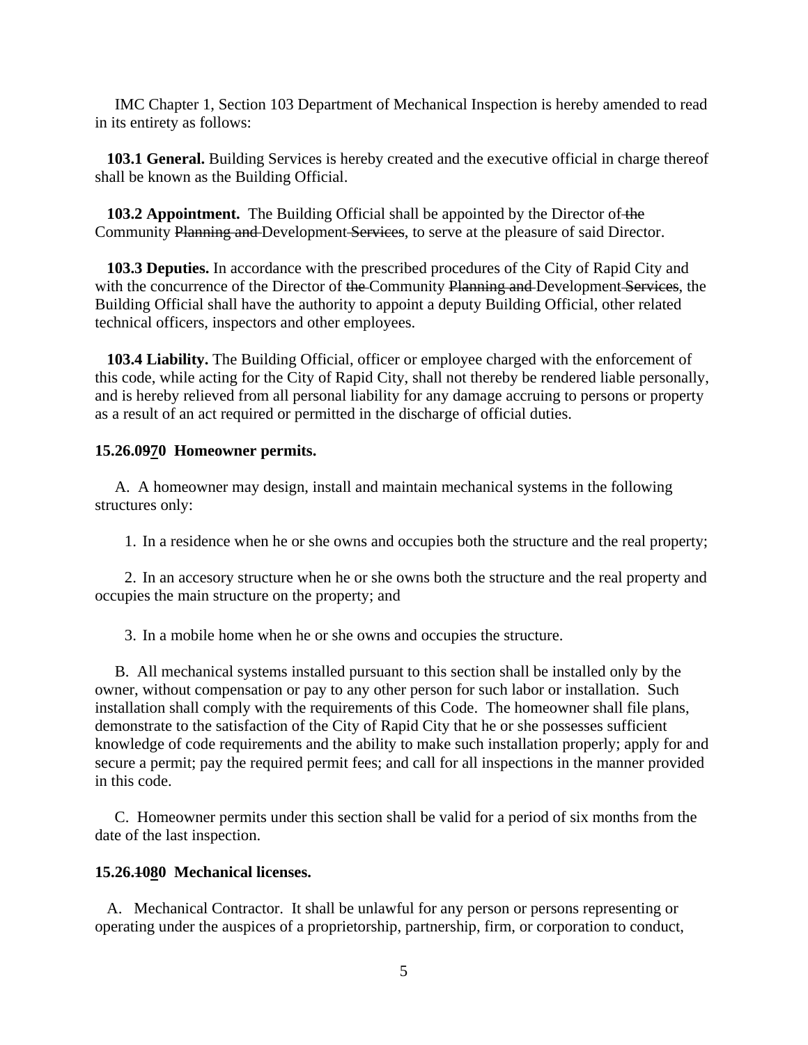IMC Chapter 1, Section 103 Department of Mechanical Inspection is hereby amended to read in its entirety as follows:

**103.1 General.** Building Services is hereby created and the executive official in charge thereof shall be known as the Building Official.

**103.2 Appointment.** The Building Official shall be appointed by the Director of ~~the~~ Community ~~Planning and~~ Development ~~Services~~, to serve at the pleasure of said Director.

**103.3 Deputies.** In accordance with the prescribed procedures of the City of Rapid City and with the concurrence of the Director of ~~the~~ Community ~~Planning and~~ Development ~~Services~~, the Building Official shall have the authority to appoint a deputy Building Official, other related technical officers, inspectors and other employees.

**103.4 Liability.** The Building Official, officer or employee charged with the enforcement of this code, while acting for the City of Rapid City, shall not thereby be rendered liable personally, and is hereby relieved from all personal liability for any damage accruing to persons or property as a result of an act required or permitted in the discharge of official duties.

**15.26.0~~9~~<u>7</u>0 Homeowner permits.**

A. A homeowner may design, install and maintain mechanical systems in the following structures only:

1. In a residence when he or she owns and occupies both the structure and the real property;

2. In an accesory structure when he or she owns both the structure and the real property and occupies the main structure on the property; and

3. In a mobile home when he or she owns and occupies the structure.

B. All mechanical systems installed pursuant to this section shall be installed only by the owner, without compensation or pay to any other person for such labor or installation. Such installation shall comply with the requirements of this Code. The homeowner shall file plans, demonstrate to the satisfaction of the City of Rapid City that he or she possesses sufficient knowledge of code requirements and the ability to make such installation properly; apply for and secure a permit; pay the required permit fees; and call for all inspections in the manner provided in this code.

C. Homeowner permits under this section shall be valid for a period of six months from the date of the last inspection.

**15.26.~~10~~<u>08</u>0 Mechanical licenses.**

A. Mechanical Contractor. It shall be unlawful for any person or persons representing or operating under the auspices of a proprietorship, partnership, firm, or corporation to conduct,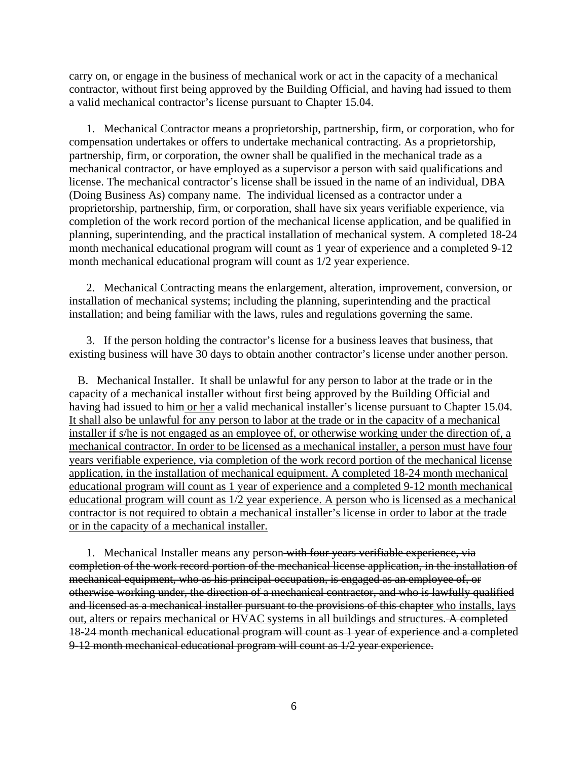carry on, or engage in the business of mechanical work or act in the capacity of a mechanical contractor, without first being approved by the Building Official, and having had issued to them a valid mechanical contractor's license pursuant to Chapter 15.04.

1. Mechanical Contractor means a proprietorship, partnership, firm, or corporation, who for compensation undertakes or offers to undertake mechanical contracting. As a proprietorship, partnership, firm, or corporation, the owner shall be qualified in the mechanical trade as a mechanical contractor, or have employed as a supervisor a person with said qualifications and license. The mechanical contractor's license shall be issued in the name of an individual, DBA (Doing Business As) company name. The individual licensed as a contractor under a proprietorship, partnership, firm, or corporation, shall have six years verifiable experience, via completion of the work record portion of the mechanical license application, and be qualified in planning, superintending, and the practical installation of mechanical system. A completed 18-24 month mechanical educational program will count as 1 year of experience and a completed 9-12 month mechanical educational program will count as 1/2 year experience.

2. Mechanical Contracting means the enlargement, alteration, improvement, conversion, or installation of mechanical systems; including the planning, superintending and the practical installation; and being familiar with the laws, rules and regulations governing the same.

3. If the person holding the contractor's license for a business leaves that business, that existing business will have 30 days to obtain another contractor's license under another person.

B. Mechanical Installer. It shall be unlawful for any person to labor at the trade or in the capacity of a mechanical installer without first being approved by the Building Official and having had issued to him<u> or her</u> a valid mechanical installer's license pursuant to Chapter 15.04. <u>It shall also be unlawful for any person to labor at the trade or in the capacity of a mechanical installer if s/he is not engaged as an employee of, or otherwise working under the direction of, a mechanical contractor. In order to be licensed as a mechanical installer, a person must have four years verifiable experience, via completion of the work record portion of the mechanical license application, in the installation of mechanical equipment. A completed 18-24 month mechanical educational program will count as 1 year of experience and a completed 9-12 month mechanical educational program will count as 1/2 year experience. A person who is licensed as a mechanical contractor is not required to obtain a mechanical installer's license in order to labor at the trade or in the capacity of a mechanical installer.</u>

1. Mechanical Installer means any person~~ with four years verifiable experience, via completion of the work record portion of the mechanical license application, in the installation of mechanical equipment, who as his principal occupation, is engaged as an employee of, or otherwise working under, the direction of a mechanical contractor, and who is lawfully qualified and licensed as a mechanical installer pursuant to the provisions of this chapter~~<u> who installs, lays out, alters or repairs mechanical or HVAC systems in all buildings and structures</u>.~~ A completed 18-24 month mechanical educational program will count as 1 year of experience and a completed 9-12 month mechanical educational program will count as 1/2 year experience.~~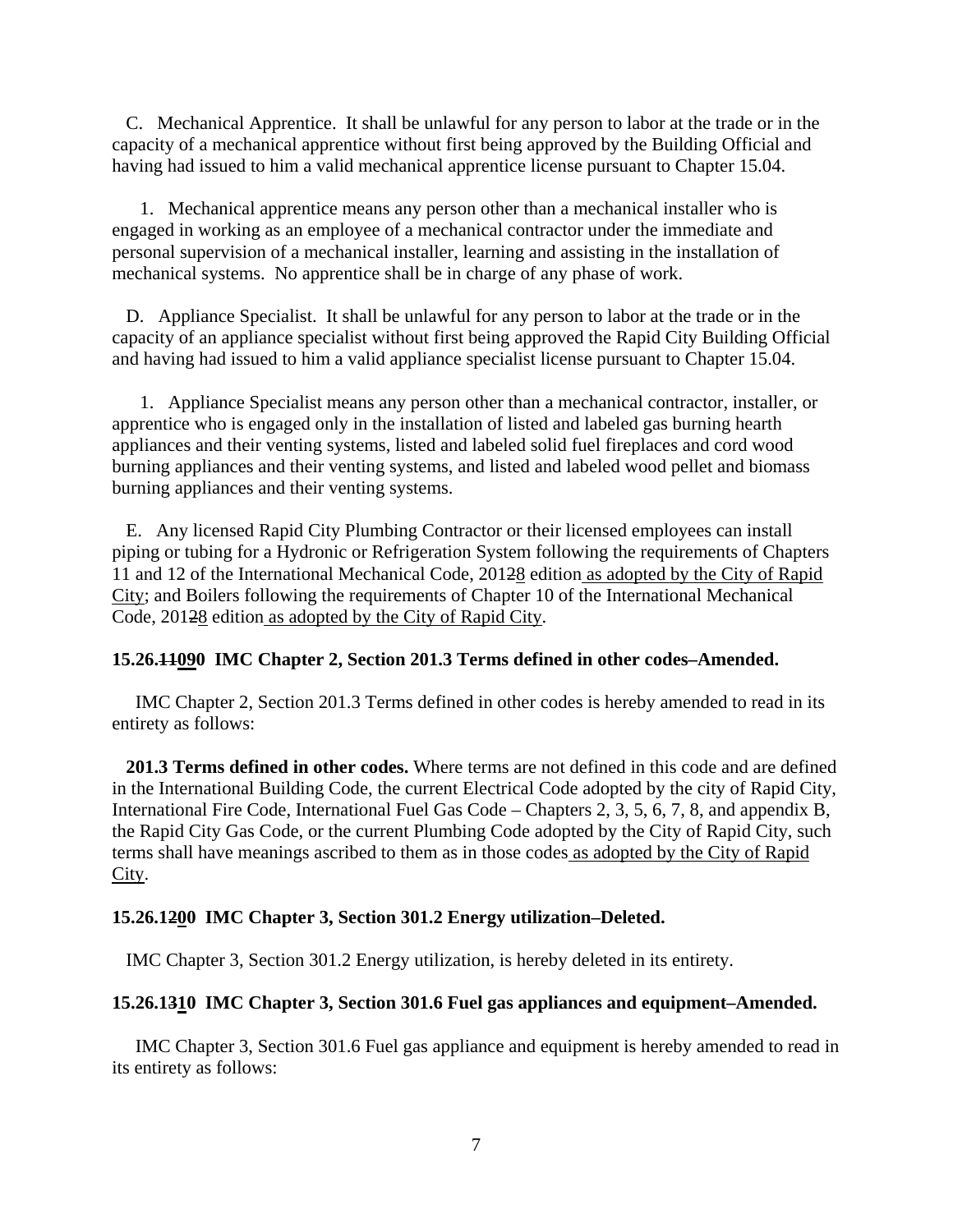C. Mechanical Apprentice. It shall be unlawful for any person to labor at the trade or in the capacity of a mechanical apprentice without first being approved by the Building Official and having had issued to him a valid mechanical apprentice license pursuant to Chapter 15.04.

1. Mechanical apprentice means any person other than a mechanical installer who is engaged in working as an employee of a mechanical contractor under the immediate and personal supervision of a mechanical installer, learning and assisting in the installation of mechanical systems. No apprentice shall be in charge of any phase of work.

D. Appliance Specialist. It shall be unlawful for any person to labor at the trade or in the capacity of an appliance specialist without first being approved the Rapid City Building Official and having had issued to him a valid appliance specialist license pursuant to Chapter 15.04.

1. Appliance Specialist means any person other than a mechanical contractor, installer, or apprentice who is engaged only in the installation of listed and labeled gas burning hearth appliances and their venting systems, listed and labeled solid fuel fireplaces and cord wood burning appliances and their venting systems, and listed and labeled wood pellet and biomass burning appliances and their venting systems.

E. Any licensed Rapid City Plumbing Contractor or their licensed employees can install piping or tubing for a Hydronic or Refrigeration System following the requirements of Chapters 11 and 12 of the International Mechanical Code, 2012~~2~~8 edition as adopted by the City of Rapid City; and Boilers following the requirements of Chapter 10 of the International Mechanical Code, 2012~~2~~8 edition as adopted by the City of Rapid City.

**15.26.~~11~~090 IMC Chapter 2, Section 201.3 Terms defined in other codes–Amended.**

IMC Chapter 2, Section 201.3 Terms defined in other codes is hereby amended to read in its entirety as follows:

**201.3 Terms defined in other codes.** Where terms are not defined in this code and are defined in the International Building Code, the current Electrical Code adopted by the city of Rapid City, International Fire Code, International Fuel Gas Code – Chapters 2, 3, 5, 6, 7, 8, and appendix B, the Rapid City Gas Code, or the current Plumbing Code adopted by the City of Rapid City, such terms shall have meanings ascribed to them as in those codes as adopted by the City of Rapid City.

**15.26.1~~2~~00 IMC Chapter 3, Section 301.2 Energy utilization–Deleted.**

IMC Chapter 3, Section 301.2 Energy utilization, is hereby deleted in its entirety.

**15.26.1~~3~~10 IMC Chapter 3, Section 301.6 Fuel gas appliances and equipment–Amended.**

IMC Chapter 3, Section 301.6 Fuel gas appliance and equipment is hereby amended to read in its entirety as follows: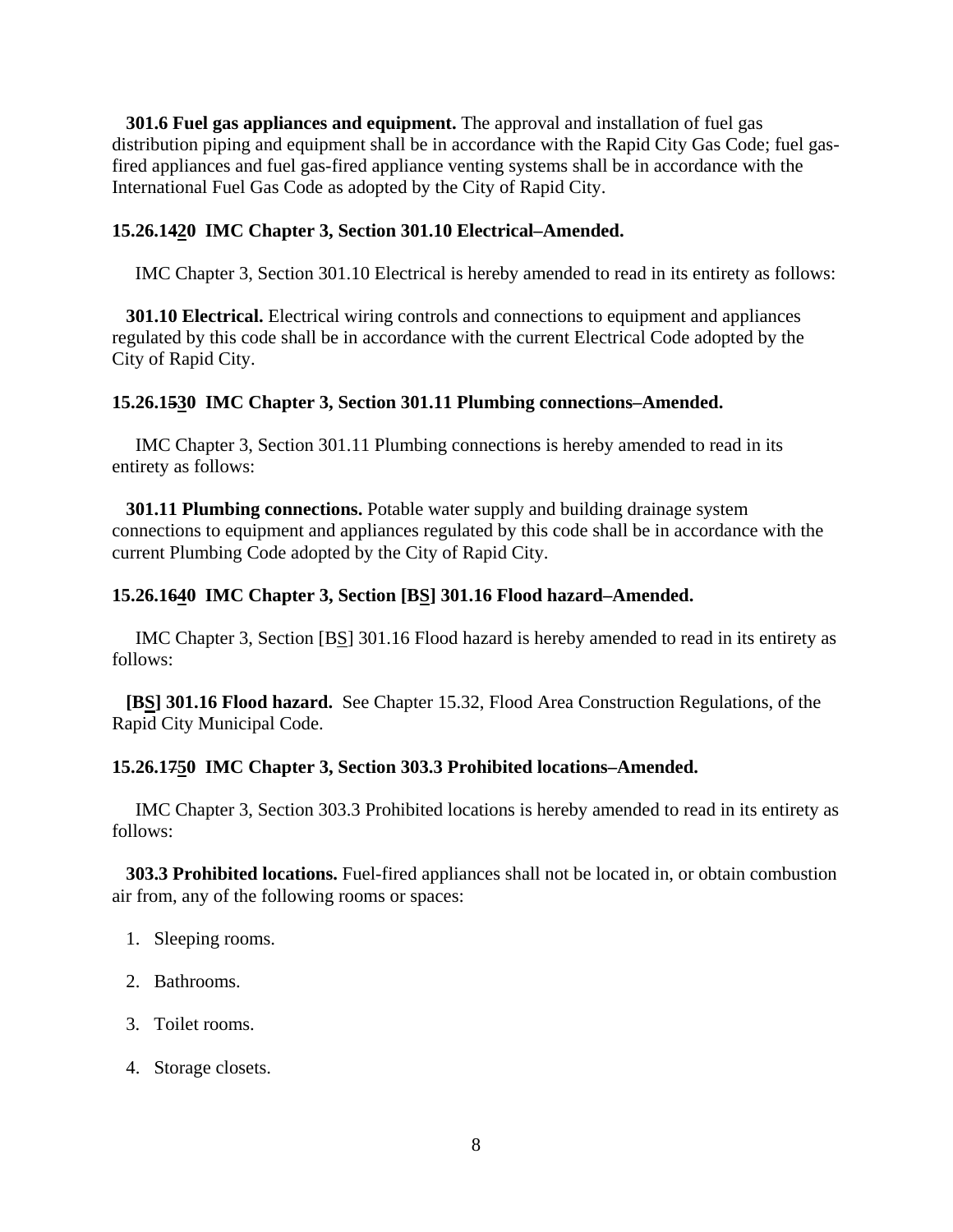**301.6 Fuel gas appliances and equipment.** The approval and installation of fuel gas distribution piping and equipment shall be in accordance with the Rapid City Gas Code; fuel gas-fired appliances and fuel gas-fired appliance venting systems shall be in accordance with the International Fuel Gas Code as adopted by the City of Rapid City.

**15.26.1~~4~~<u>2</u>0 IMC Chapter 3, Section 301.10 Electrical–Amended.**

IMC Chapter 3, Section 301.10 Electrical is hereby amended to read in its entirety as follows:

**301.10 Electrical.** Electrical wiring controls and connections to equipment and appliances regulated by this code shall be in accordance with the current Electrical Code adopted by the City of Rapid City.

**15.26.1~~5~~<u>3</u>0 IMC Chapter 3, Section 301.11 Plumbing connections–Amended.**

IMC Chapter 3, Section 301.11 Plumbing connections is hereby amended to read in its entirety as follows:

**301.11 Plumbing connections.** Potable water supply and building drainage system connections to equipment and appliances regulated by this code shall be in accordance with the current Plumbing Code adopted by the City of Rapid City.

**15.26.1~~6~~<u>4</u>0 IMC Chapter 3, Section [B<u>S</u>] 301.16 Flood hazard–Amended.**

IMC Chapter 3, Section [B<u>S</u>] 301.16 Flood hazard is hereby amended to read in its entirety as follows:

**[B<u>S</u>] 301.16 Flood hazard.** See Chapter 15.32, Flood Area Construction Regulations, of the Rapid City Municipal Code.

**15.26.1~~7~~<u>5</u>0 IMC Chapter 3, Section 303.3 Prohibited locations–Amended.**

IMC Chapter 3, Section 303.3 Prohibited locations is hereby amended to read in its entirety as follows:

**303.3 Prohibited locations.** Fuel-fired appliances shall not be located in, or obtain combustion air from, any of the following rooms or spaces:

1. Sleeping rooms.
2. Bathrooms.
3. Toilet rooms.
4. Storage closets.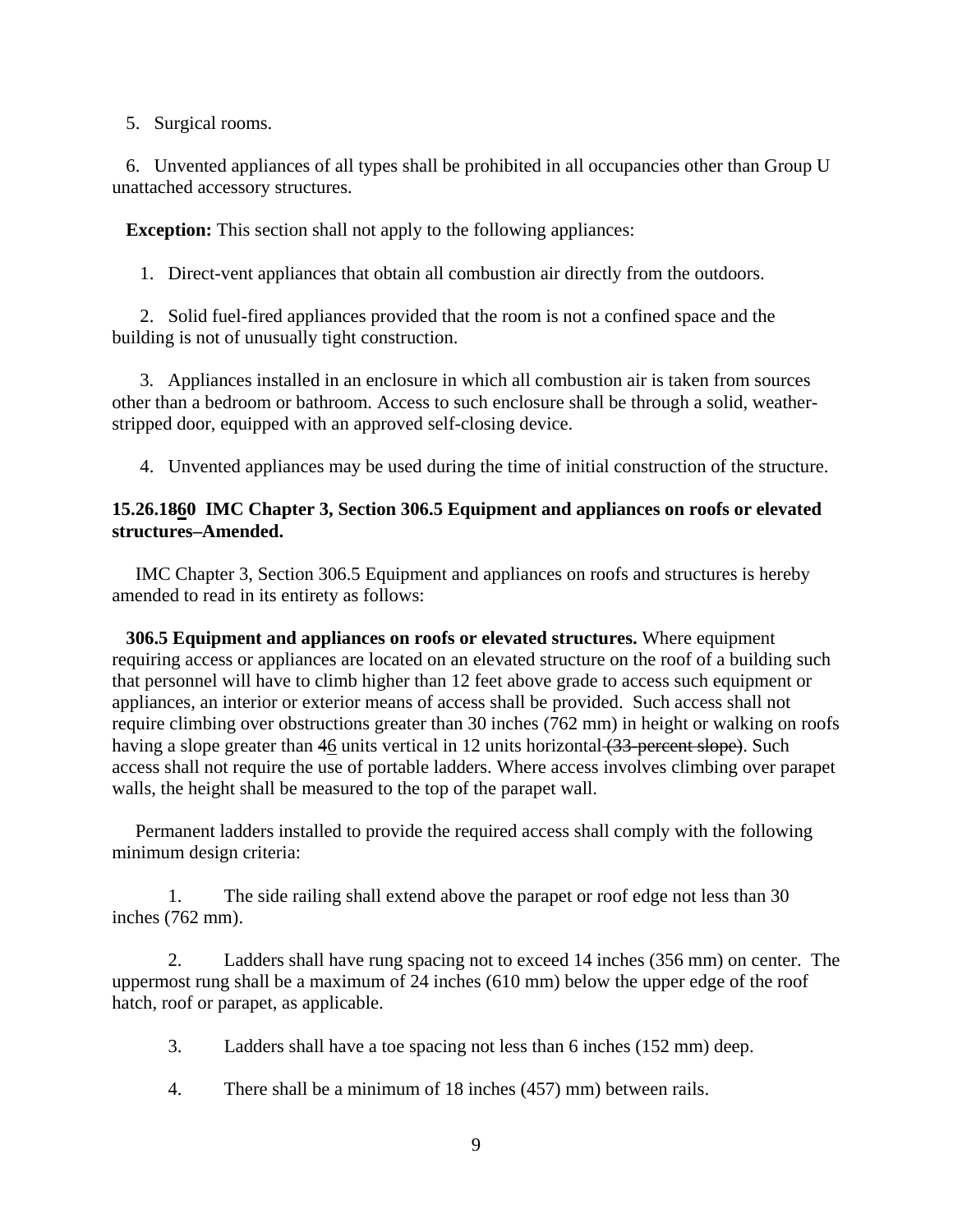5. Surgical rooms.

6. Unvented appliances of all types shall be prohibited in all occupancies other than Group U unattached accessory structures.

**Exception:** This section shall not apply to the following appliances:

1. Direct-vent appliances that obtain all combustion air directly from the outdoors.

2. Solid fuel-fired appliances provided that the room is not a confined space and the building is not of unusually tight construction.

3. Appliances installed in an enclosure in which all combustion air is taken from sources other than a bedroom or bathroom. Access to such enclosure shall be through a solid, weather-stripped door, equipped with an approved self-closing device.

4. Unvented appliances may be used during the time of initial construction of the structure.

**15.26.1860 IMC Chapter 3, Section 306.5 Equipment and appliances on roofs or elevated structures–Amended.**

IMC Chapter 3, Section 306.5 Equipment and appliances on roofs and structures is hereby amended to read in its entirety as follows:

**306.5 Equipment and appliances on roofs or elevated structures.** Where equipment requiring access or appliances are located on an elevated structure on the roof of a building such that personnel will have to climb higher than 12 feet above grade to access such equipment or appliances, an interior or exterior means of access shall be provided. Such access shall not require climbing over obstructions greater than 30 inches (762 mm) in height or walking on roofs having a slope greater than ~~4~~6 units vertical in 12 units horizontal ~~(33-percent slope)~~. Such access shall not require the use of portable ladders. Where access involves climbing over parapet walls, the height shall be measured to the top of the parapet wall.

Permanent ladders installed to provide the required access shall comply with the following minimum design criteria:

1. The side railing shall extend above the parapet or roof edge not less than 30 inches (762 mm).

2. Ladders shall have rung spacing not to exceed 14 inches (356 mm) on center. The uppermost rung shall be a maximum of 24 inches (610 mm) below the upper edge of the roof hatch, roof or parapet, as applicable.

3. Ladders shall have a toe spacing not less than 6 inches (152 mm) deep.

4. There shall be a minimum of 18 inches (457) mm) between rails.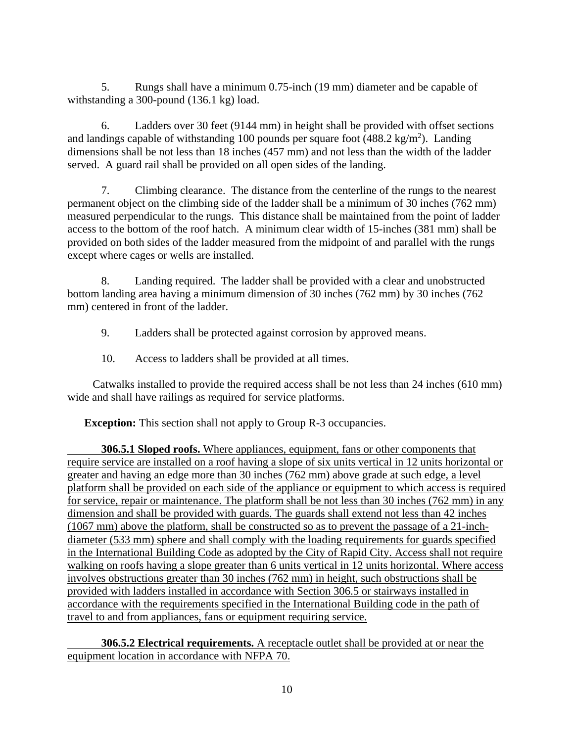5. Rungs shall have a minimum 0.75-inch (19 mm) diameter and be capable of withstanding a 300-pound (136.1 kg) load.

6. Ladders over 30 feet (9144 mm) in height shall be provided with offset sections and landings capable of withstanding 100 pounds per square foot (488.2 kg/m$^2$). Landing dimensions shall be not less than 18 inches (457 mm) and not less than the width of the ladder served. A guard rail shall be provided on all open sides of the landing.

7. Climbing clearance. The distance from the centerline of the rungs to the nearest permanent object on the climbing side of the ladder shall be a minimum of 30 inches (762 mm) measured perpendicular to the rungs. This distance shall be maintained from the point of ladder access to the bottom of the roof hatch. A minimum clear width of 15-inches (381 mm) shall be provided on both sides of the ladder measured from the midpoint of and parallel with the rungs except where cages or wells are installed.

8. Landing required. The ladder shall be provided with a clear and unobstructed bottom landing area having a minimum dimension of 30 inches (762 mm) by 30 inches (762 mm) centered in front of the ladder.

9. Ladders shall be protected against corrosion by approved means.

10. Access to ladders shall be provided at all times.

Catwalks installed to provide the required access shall be not less than 24 inches (610 mm) wide and shall have railings as required for service platforms.

**Exception:** This section shall not apply to Group R-3 occupancies.

**306.5.1 Sloped roofs.** Where appliances, equipment, fans or other components that require service are installed on a roof having a slope of six units vertical in 12 units horizontal or greater and having an edge more than 30 inches (762 mm) above grade at such edge, a level platform shall be provided on each side of the appliance or equipment to which access is required for service, repair or maintenance. The platform shall be not less than 30 inches (762 mm) in any dimension and shall be provided with guards. The guards shall extend not less than 42 inches (1067 mm) above the platform, shall be constructed so as to prevent the passage of a 21-inch-diameter (533 mm) sphere and shall comply with the loading requirements for guards specified in the International Building Code as adopted by the City of Rapid City. Access shall not require walking on roofs having a slope greater than 6 units vertical in 12 units horizontal. Where access involves obstructions greater than 30 inches (762 mm) in height, such obstructions shall be provided with ladders installed in accordance with Section 306.5 or stairways installed in accordance with the requirements specified in the International Building code in the path of travel to and from appliances, fans or equipment requiring service.

**306.5.2 Electrical requirements.** A receptacle outlet shall be provided at or near the equipment location in accordance with NFPA 70.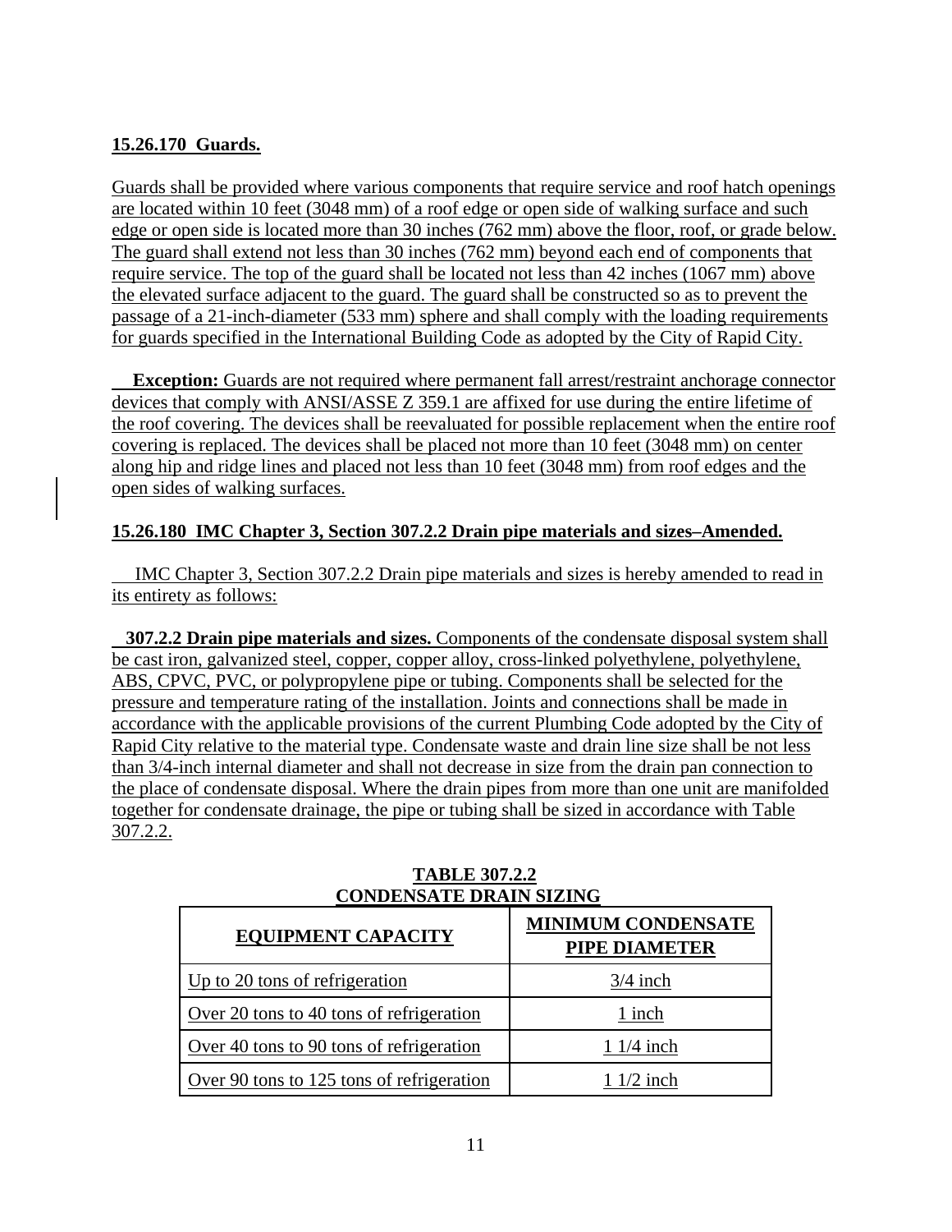**15.26.170 Guards.**

Guards shall be provided where various components that require service and roof hatch openings are located within 10 feet (3048 mm) of a roof edge or open side of walking surface and such edge or open side is located more than 30 inches (762 mm) above the floor, roof, or grade below. The guard shall extend not less than 30 inches (762 mm) beyond each end of components that require service. The top of the guard shall be located not less than 42 inches (1067 mm) above the elevated surface adjacent to the guard. The guard shall be constructed so as to prevent the passage of a 21-inch-diameter (533 mm) sphere and shall comply with the loading requirements for guards specified in the International Building Code as adopted by the City of Rapid City.

**Exception:** Guards are not required where permanent fall arrest/restraint anchorage connector devices that comply with ANSI/ASSE Z 359.1 are affixed for use during the entire lifetime of the roof covering. The devices shall be reevaluated for possible replacement when the entire roof covering is replaced. The devices shall be placed not more than 10 feet (3048 mm) on center along hip and ridge lines and placed not less than 10 feet (3048 mm) from roof edges and the open sides of walking surfaces.

**15.26.180 IMC Chapter 3, Section 307.2.2 Drain pipe materials and sizes–Amended.**

IMC Chapter 3, Section 307.2.2 Drain pipe materials and sizes is hereby amended to read in its entirety as follows:

**307.2.2 Drain pipe materials and sizes.** Components of the condensate disposal system shall be cast iron, galvanized steel, copper, copper alloy, cross-linked polyethylene, polyethylene, ABS, CPVC, PVC, or polypropylene pipe or tubing. Components shall be selected for the pressure and temperature rating of the installation. Joints and connections shall be made in accordance with the applicable provisions of the current Plumbing Code adopted by the City of Rapid City relative to the material type. Condensate waste and drain line size shall be not less than 3/4-inch internal diameter and shall not decrease in size from the drain pan connection to the place of condensate disposal. Where the drain pipes from more than one unit are manifolded together for condensate drainage, the pipe or tubing shall be sized in accordance with Table 307.2.2.

**TABLE 307.2.2**
**CONDENSATE DRAIN SIZING**

| EQUIPMENT CAPACITY | MINIMUM CONDENSATE PIPE DIAMETER |
|---|---|
| Up to 20 tons of refrigeration | 3/4 inch |
| Over 20 tons to 40 tons of refrigeration | 1 inch |
| Over 40 tons to 90 tons of refrigeration | 1 1/4 inch |
| Over 90 tons to 125 tons of refrigeration | 1 1/2 inch |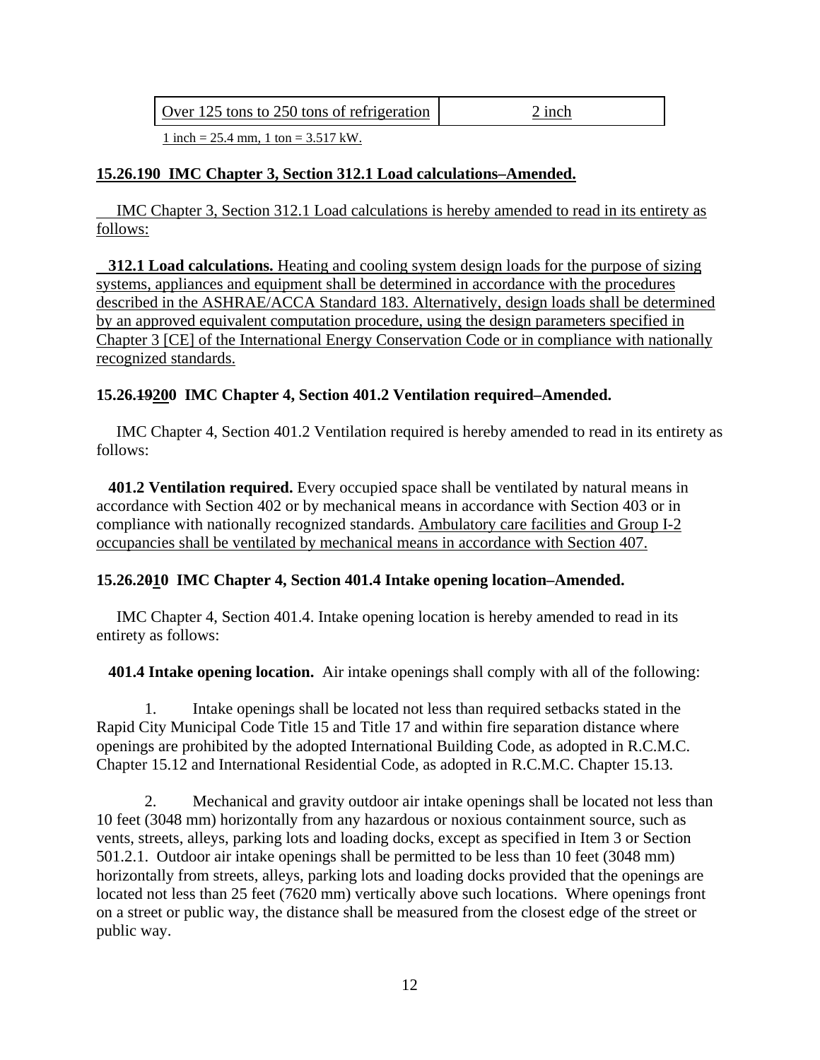| Over 125 tons to 250 tons of refrigeration | 2 inch |
|---|---|

1 inch = 25.4 mm, 1 ton = 3.517 kW.

**15.26.190 IMC Chapter 3, Section 312.1 Load calculations–Amended.**

IMC Chapter 3, Section 312.1 Load calculations is hereby amended to read in its entirety as follows:

**312.1 Load calculations.** Heating and cooling system design loads for the purpose of sizing systems, appliances and equipment shall be determined in accordance with the procedures described in the ASHRAE/ACCA Standard 183. Alternatively, design loads shall be determined by an approved equivalent computation procedure, using the design parameters specified in Chapter 3 [CE] of the International Energy Conservation Code or in compliance with nationally recognized standards.

**15.26.~~19~~200 IMC Chapter 4, Section 401.2 Ventilation required–Amended.**

IMC Chapter 4, Section 401.2 Ventilation required is hereby amended to read in its entirety as follows:

**401.2 Ventilation required.** Every occupied space shall be ventilated by natural means in accordance with Section 402 or by mechanical means in accordance with Section 403 or in compliance with nationally recognized standards. Ambulatory care facilities and Group I-2 occupancies shall be ventilated by mechanical means in accordance with Section 407.

**15.26.2~~0~~10 IMC Chapter 4, Section 401.4 Intake opening location–Amended.**

IMC Chapter 4, Section 401.4. Intake opening location is hereby amended to read in its entirety as follows:

**401.4 Intake opening location.** Air intake openings shall comply with all of the following:

1. Intake openings shall be located not less than required setbacks stated in the Rapid City Municipal Code Title 15 and Title 17 and within fire separation distance where openings are prohibited by the adopted International Building Code, as adopted in R.C.M.C. Chapter 15.12 and International Residential Code, as adopted in R.C.M.C. Chapter 15.13.

2. Mechanical and gravity outdoor air intake openings shall be located not less than 10 feet (3048 mm) horizontally from any hazardous or noxious containment source, such as vents, streets, alleys, parking lots and loading docks, except as specified in Item 3 or Section 501.2.1. Outdoor air intake openings shall be permitted to be less than 10 feet (3048 mm) horizontally from streets, alleys, parking lots and loading docks provided that the openings are located not less than 25 feet (7620 mm) vertically above such locations. Where openings front on a street or public way, the distance shall be measured from the closest edge of the street or public way.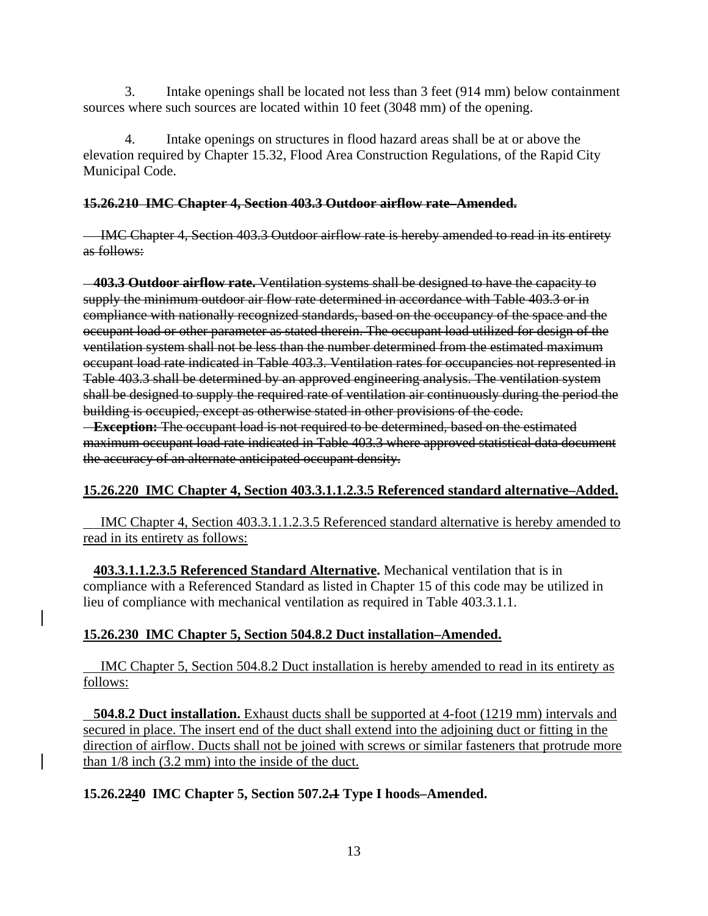3. Intake openings shall be located not less than 3 feet (914 mm) below containment sources where such sources are located within 10 feet (3048 mm) of the opening.

4. Intake openings on structures in flood hazard areas shall be at or above the elevation required by Chapter 15.32, Flood Area Construction Regulations, of the Rapid City Municipal Code.

~~**15.26.210 IMC Chapter 4, Section 403.3 Outdoor airflow rate–Amended.**~~

~~IMC Chapter 4, Section 403.3 Outdoor airflow rate is hereby amended to read in its entirety as follows:~~

~~**403.3 Outdoor airflow rate.** Ventilation systems shall be designed to have the capacity to supply the minimum outdoor air flow rate determined in accordance with Table 403.3 or in compliance with nationally recognized standards, based on the occupancy of the space and the occupant load or other parameter as stated therein. The occupant load utilized for design of the ventilation system shall not be less than the number determined from the estimated maximum occupant load rate indicated in Table 403.3. Ventilation rates for occupancies not represented in Table 403.3 shall be determined by an approved engineering analysis. The ventilation system shall be designed to supply the required rate of ventilation air continuously during the period the building is occupied, except as otherwise stated in other provisions of the code.~~

~~**Exception:** The occupant load is not required to be determined, based on the estimated maximum occupant load rate indicated in Table 403.3 where approved statistical data document the accuracy of an alternate anticipated occupant density.~~

<u>**15.26.220 IMC Chapter 4, Section 403.3.1.1.2.3.5 Referenced standard alternative–Added.**</u>

<u>IMC Chapter 4, Section 403.3.1.1.2.3.5 Referenced standard alternative is hereby amended to read in its entirety as follows:</u>

<u>**403.3.1.1.2.3.5 Referenced Standard Alternative**</u>**.** Mechanical ventilation that is in compliance with a Referenced Standard as listed in Chapter 15 of this code may be utilized in lieu of compliance with mechanical ventilation as required in Table 403.3.1.1.

<u>**15.26.230 IMC Chapter 5, Section 504.8.2 Duct installation–Amended.**</u>

<u>IMC Chapter 5, Section 504.8.2 Duct installation is hereby amended to read in its entirety as follows:</u>

<u>**504.8.2 Duct installation.** Exhaust ducts shall be supported at 4-foot (1219 mm) intervals and secured in place. The insert end of the duct shall extend into the adjoining duct or fitting in the direction of airflow. Ducts shall not be joined with screws or similar fasteners that protrude more than 1/8 inch (3.2 mm) into the inside of the duct.</u>

**15.26.2~~2~~<u>4</u>0 IMC Chapter 5, Section 507.2~~.1~~ Type I hoods–Amended.**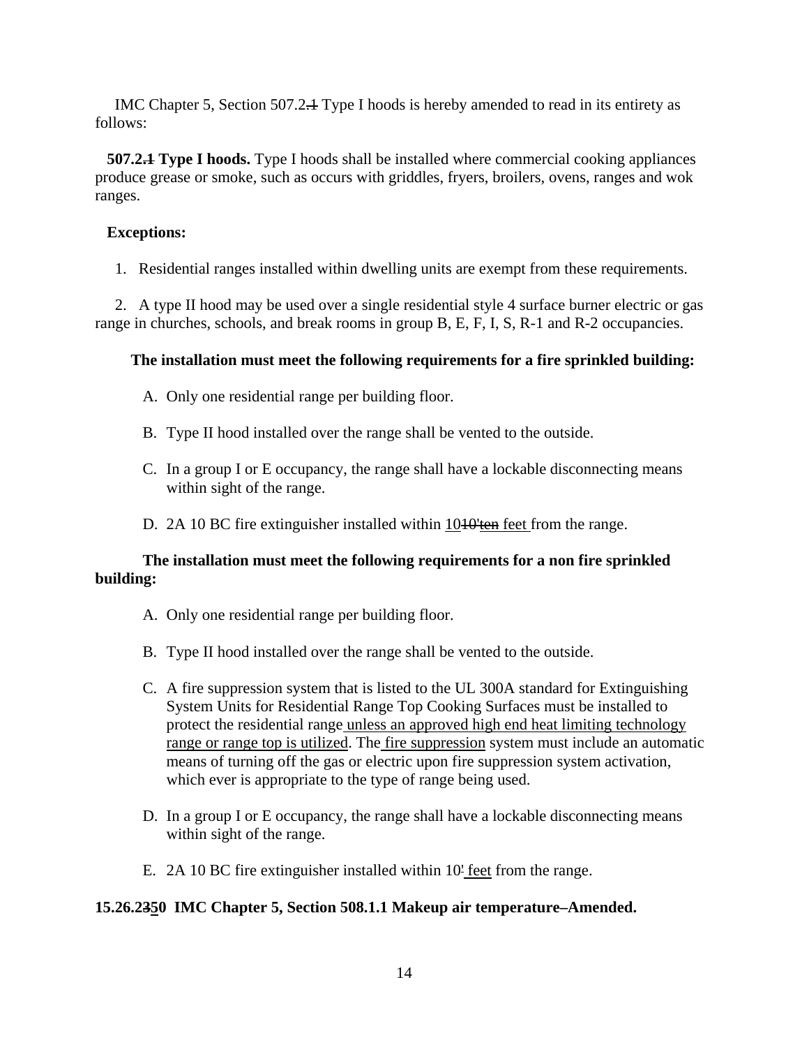IMC Chapter 5, Section 507.2~~.1~~ Type I hoods is hereby amended to read in its entirety as follows:

**507.2~~.1~~ Type I hoods.** Type I hoods shall be installed where commercial cooking appliances produce grease or smoke, such as occurs with griddles, fryers, broilers, ovens, ranges and wok ranges.

**Exceptions:**

1. Residential ranges installed within dwelling units are exempt from these requirements.

2. A type II hood may be used over a single residential style 4 surface burner electric or gas range in churches, schools, and break rooms in group B, E, F, I, S, R-1 and R-2 occupancies.

**The installation must meet the following requirements for a fire sprinkled building:**

A. Only one residential range per building floor.

B. Type II hood installed over the range shall be vented to the outside.

C. In a group I or E occupancy, the range shall have a lockable disconnecting means within sight of the range.

D. 2A 10 BC fire extinguisher installed within <u>10</u>~~10'ten~~ <u>feet</u> from the range.

**The installation must meet the following requirements for a non fire sprinkled building:**

A. Only one residential range per building floor.

B. Type II hood installed over the range shall be vented to the outside.

C. A fire suppression system that is listed to the UL 300A standard for Extinguishing System Units for Residential Range Top Cooking Surfaces must be installed to protect the residential range<u> unless an approved high end heat limiting technology range or range top is utilized</u>. The<u> fire suppression</u> system must include an automatic means of turning off the gas or electric upon fire suppression system activation, which ever is appropriate to the type of range being used.

D. In a group I or E occupancy, the range shall have a lockable disconnecting means within sight of the range.

E. 2A 10 BC fire extinguisher installed within 10~~'~~<u> feet</u> from the range.

**15.26.2~~3~~<u>5</u>0 IMC Chapter 5, Section 508.1.1 Makeup air temperature–Amended.**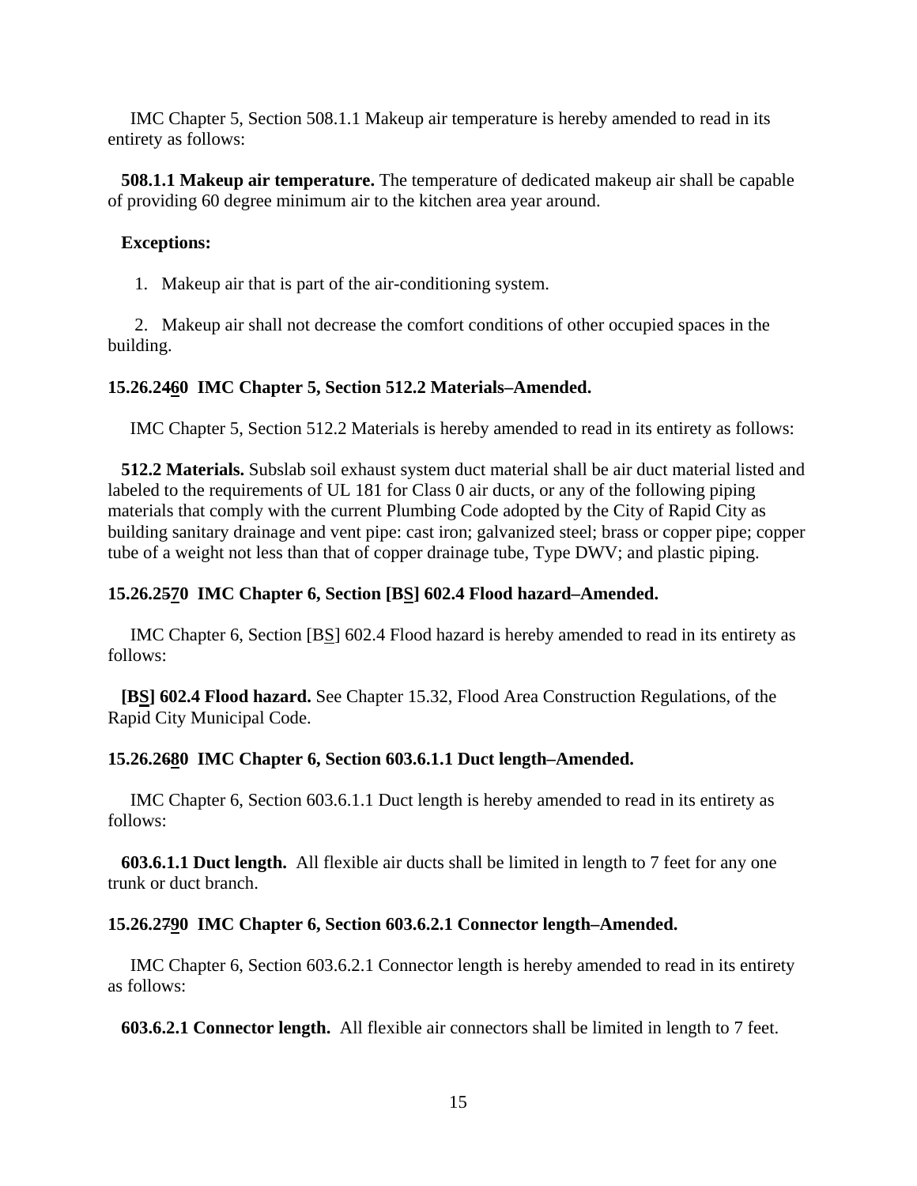IMC Chapter 5, Section 508.1.1 Makeup air temperature is hereby amended to read in its entirety as follows:

**508.1.1 Makeup air temperature.** The temperature of dedicated makeup air shall be capable of providing 60 degree minimum air to the kitchen area year around.

**Exceptions:**

1. Makeup air that is part of the air-conditioning system.
2. Makeup air shall not decrease the comfort conditions of other occupied spaces in the building.

**15.26.2460 IMC Chapter 5, Section 512.2 Materials–Amended.**

IMC Chapter 5, Section 512.2 Materials is hereby amended to read in its entirety as follows:

**512.2 Materials.** Subslab soil exhaust system duct material shall be air duct material listed and labeled to the requirements of UL 181 for Class 0 air ducts, or any of the following piping materials that comply with the current Plumbing Code adopted by the City of Rapid City as building sanitary drainage and vent pipe: cast iron; galvanized steel; brass or copper pipe; copper tube of a weight not less than that of copper drainage tube, Type DWV; and plastic piping.

**15.26.2570 IMC Chapter 6, Section [BS] 602.4 Flood hazard–Amended.**

IMC Chapter 6, Section [BS] 602.4 Flood hazard is hereby amended to read in its entirety as follows:

**[BS] 602.4 Flood hazard.** See Chapter 15.32, Flood Area Construction Regulations, of the Rapid City Municipal Code.

**15.26.2680 IMC Chapter 6, Section 603.6.1.1 Duct length–Amended.**

IMC Chapter 6, Section 603.6.1.1 Duct length is hereby amended to read in its entirety as follows:

**603.6.1.1 Duct length.** All flexible air ducts shall be limited in length to 7 feet for any one trunk or duct branch.

**15.26.2790 IMC Chapter 6, Section 603.6.2.1 Connector length–Amended.**

IMC Chapter 6, Section 603.6.2.1 Connector length is hereby amended to read in its entirety as follows:

**603.6.2.1 Connector length.** All flexible air connectors shall be limited in length to 7 feet.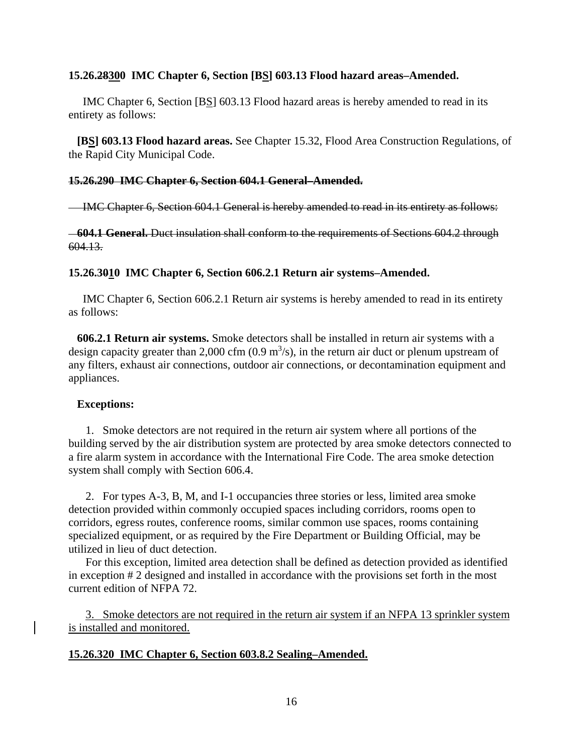**15.26.~~28~~<u>3</u>00 IMC Chapter 6, Section [B<u>S</u>] 603.13 Flood hazard areas–Amended.**

IMC Chapter 6, Section [B<u>S</u>] 603.13 Flood hazard areas is hereby amended to read in its entirety as follows:

**[B<u>S</u>] 603.13 Flood hazard areas.** See Chapter 15.32, Flood Area Construction Regulations, of the Rapid City Municipal Code.

~~**15.26.290 IMC Chapter 6, Section 604.1 General–Amended.**~~

~~IMC Chapter 6, Section 604.1 General is hereby amended to read in its entirety as follows:~~

~~**604.1 General.** Duct insulation shall conform to the requirements of Sections 604.2 through 604.13.~~

**15.26.3~~0~~<u>1</u>0 IMC Chapter 6, Section 606.2.1 Return air systems–Amended.**

IMC Chapter 6, Section 606.2.1 Return air systems is hereby amended to read in its entirety as follows:

**606.2.1 Return air systems.** Smoke detectors shall be installed in return air systems with a design capacity greater than 2,000 cfm (0.9 $m^3$/s), in the return air duct or plenum upstream of any filters, exhaust air connections, outdoor air connections, or decontamination equipment and appliances.

**Exceptions:**

1. Smoke detectors are not required in the return air system where all portions of the building served by the air distribution system are protected by area smoke detectors connected to a fire alarm system in accordance with the International Fire Code. The area smoke detection system shall comply with Section 606.4.

2. For types A-3, B, M, and I-1 occupancies three stories or less, limited area smoke detection provided within commonly occupied spaces including corridors, rooms open to corridors, egress routes, conference rooms, similar common use spaces, rooms containing specialized equipment, or as required by the Fire Department or Building Official, may be utilized in lieu of duct detection.
   For this exception, limited area detection shall be defined as detection provided as identified in exception # 2 designed and installed in accordance with the provisions set forth in the most current edition of NFPA 72.

<u>3. Smoke detectors are not required in the return air system if an NFPA 13 sprinkler system is installed and monitored.</u>

<u>**15.26.320 IMC Chapter 6, Section 603.8.2 Sealing–Amended.**</u>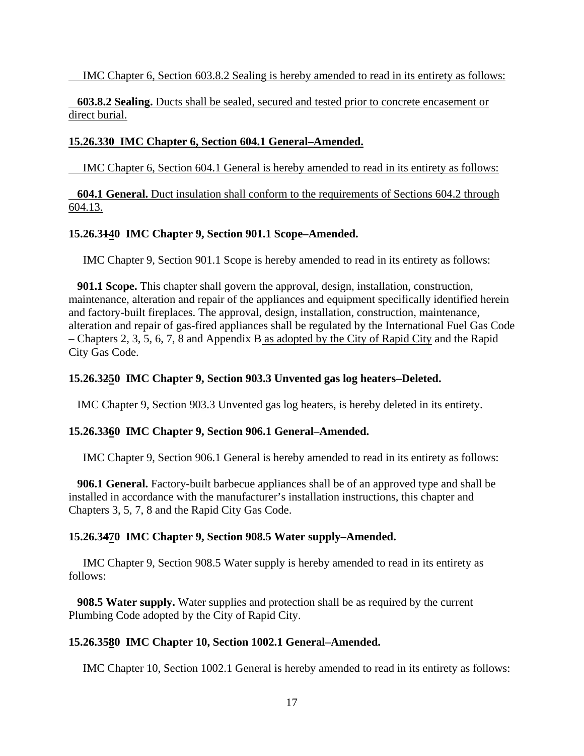IMC Chapter 6, Section 603.8.2 Sealing is hereby amended to read in its entirety as follows:

**603.8.2 Sealing.** Ducts shall be sealed, secured and tested prior to concrete encasement or direct burial.

**15.26.330 IMC Chapter 6, Section 604.1 General–Amended.**

IMC Chapter 6, Section 604.1 General is hereby amended to read in its entirety as follows:

**604.1 General.** Duct insulation shall conform to the requirements of Sections 604.2 through 604.13.

**15.26.3140 IMC Chapter 9, Section 901.1 Scope–Amended.**

IMC Chapter 9, Section 901.1 Scope is hereby amended to read in its entirety as follows:

**901.1 Scope.** This chapter shall govern the approval, design, installation, construction, maintenance, alteration and repair of the appliances and equipment specifically identified herein and factory-built fireplaces. The approval, design, installation, construction, maintenance, alteration and repair of gas-fired appliances shall be regulated by the International Fuel Gas Code – Chapters 2, 3, 5, 6, 7, 8 and Appendix B as adopted by the City of Rapid City and the Rapid City Gas Code.

**15.26.3250 IMC Chapter 9, Section 903.3 Unvented gas log heaters–Deleted.**

IMC Chapter 9, Section 903.3 Unvented gas log heaters, is hereby deleted in its entirety.

**15.26.3360 IMC Chapter 9, Section 906.1 General–Amended.**

IMC Chapter 9, Section 906.1 General is hereby amended to read in its entirety as follows:

**906.1 General.** Factory-built barbecue appliances shall be of an approved type and shall be installed in accordance with the manufacturer's installation instructions, this chapter and Chapters 3, 5, 7, 8 and the Rapid City Gas Code.

**15.26.3470 IMC Chapter 9, Section 908.5 Water supply–Amended.**

IMC Chapter 9, Section 908.5 Water supply is hereby amended to read in its entirety as follows:

**908.5 Water supply.** Water supplies and protection shall be as required by the current Plumbing Code adopted by the City of Rapid City.

**15.26.3580 IMC Chapter 10, Section 1002.1 General–Amended.**

IMC Chapter 10, Section 1002.1 General is hereby amended to read in its entirety as follows: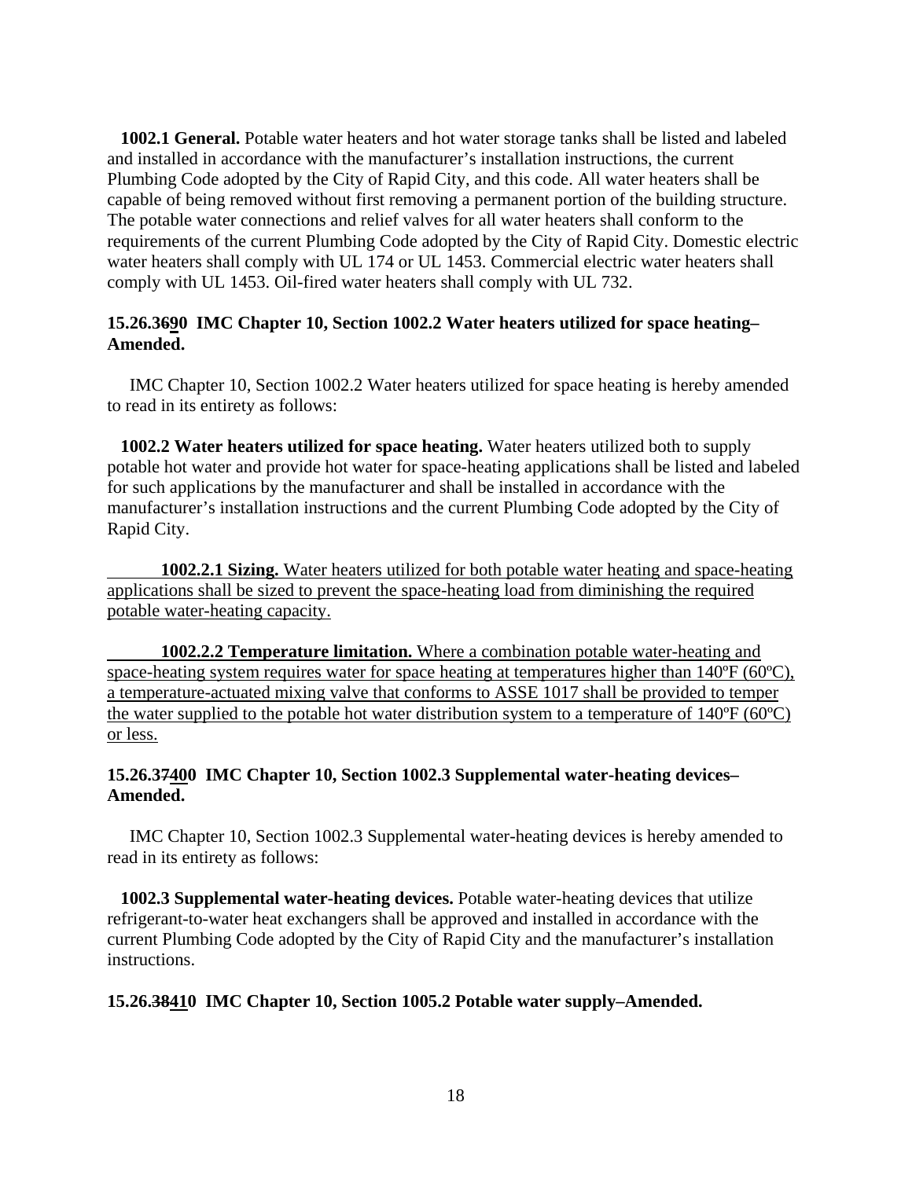**1002.1 General.** Potable water heaters and hot water storage tanks shall be listed and labeled and installed in accordance with the manufacturer's installation instructions, the current Plumbing Code adopted by the City of Rapid City, and this code. All water heaters shall be capable of being removed without first removing a permanent portion of the building structure. The potable water connections and relief valves for all water heaters shall conform to the requirements of the current Plumbing Code adopted by the City of Rapid City. Domestic electric water heaters shall comply with UL 174 or UL 1453. Commercial electric water heaters shall comply with UL 1453. Oil-fired water heaters shall comply with UL 732.

**15.26.3~~6~~90 IMC Chapter 10, Section 1002.2 Water heaters utilized for space heating–Amended.**

IMC Chapter 10, Section 1002.2 Water heaters utilized for space heating is hereby amended to read in its entirety as follows:

**1002.2 Water heaters utilized for space heating.** Water heaters utilized both to supply potable hot water and provide hot water for space-heating applications shall be listed and labeled for such applications by the manufacturer and shall be installed in accordance with the manufacturer's installation instructions and the current Plumbing Code adopted by the City of Rapid City.

<u>**1002.2.1 Sizing.** Water heaters utilized for both potable water heating and space-heating applications shall be sized to prevent the space-heating load from diminishing the required potable water-heating capacity.</u>

<u>**1002.2.2 Temperature limitation.** Where a combination potable water-heating and space-heating system requires water for space heating at temperatures higher than 140ºF (60ºC), a temperature-actuated mixing valve that conforms to ASSE 1017 shall be provided to temper the water supplied to the potable hot water distribution system to a temperature of 140ºF (60ºC) or less.</u>

**15.26.3~~7~~400 IMC Chapter 10, Section 1002.3 Supplemental water-heating devices–Amended.**

IMC Chapter 10, Section 1002.3 Supplemental water-heating devices is hereby amended to read in its entirety as follows:

**1002.3 Supplemental water-heating devices.** Potable water-heating devices that utilize refrigerant-to-water heat exchangers shall be approved and installed in accordance with the current Plumbing Code adopted by the City of Rapid City and the manufacturer's installation instructions.

**15.26.~~38~~410 IMC Chapter 10, Section 1005.2 Potable water supply–Amended.**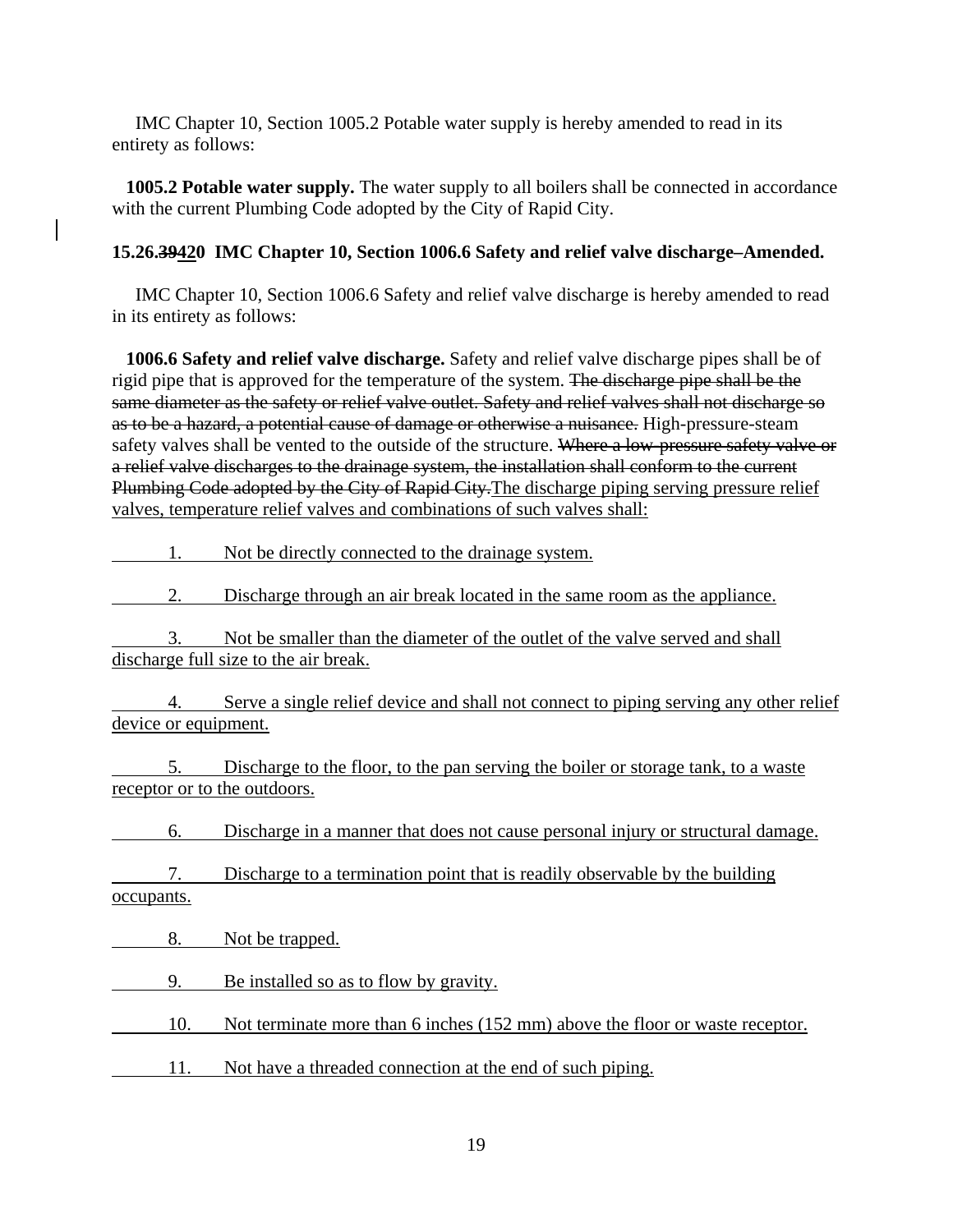IMC Chapter 10, Section 1005.2 Potable water supply is hereby amended to read in its entirety as follows:

**1005.2 Potable water supply.** The water supply to all boilers shall be connected in accordance with the current Plumbing Code adopted by the City of Rapid City.

**15.26.~~394~~420 IMC Chapter 10, Section 1006.6 Safety and relief valve discharge–Amended.**

IMC Chapter 10, Section 1006.6 Safety and relief valve discharge is hereby amended to read in its entirety as follows:

**1006.6 Safety and relief valve discharge.** Safety and relief valve discharge pipes shall be of rigid pipe that is approved for the temperature of the system. ~~The discharge pipe shall be the same diameter as the safety or relief valve outlet. Safety and relief valves shall not discharge so as to be a hazard, a potential cause of damage or otherwise a nuisance.~~ High-pressure-steam safety valves shall be vented to the outside of the structure. ~~Where a low-pressure safety valve or a relief valve discharges to the drainage system, the installation shall conform to the current Plumbing Code adopted by the City of Rapid City.~~<u>The discharge piping serving pressure relief valves, temperature relief valves and combinations of such valves shall:</u>

<u>1. Not be directly connected to the drainage system.</u>

<u>2. Discharge through an air break located in the same room as the appliance.</u>

<u>3. Not be smaller than the diameter of the outlet of the valve served and shall discharge full size to the air break.</u>

<u>4. Serve a single relief device and shall not connect to piping serving any other relief device or equipment.</u>

<u>5. Discharge to the floor, to the pan serving the boiler or storage tank, to a waste receptor or to the outdoors.</u>

<u>6. Discharge in a manner that does not cause personal injury or structural damage.</u>

<u>7. Discharge to a termination point that is readily observable by the building occupants.</u>

<u>8. Not be trapped.</u>

<u>9. Be installed so as to flow by gravity.</u>

<u>10. Not terminate more than 6 inches (152 mm) above the floor or waste receptor.</u>

<u>11. Not have a threaded connection at the end of such piping.</u>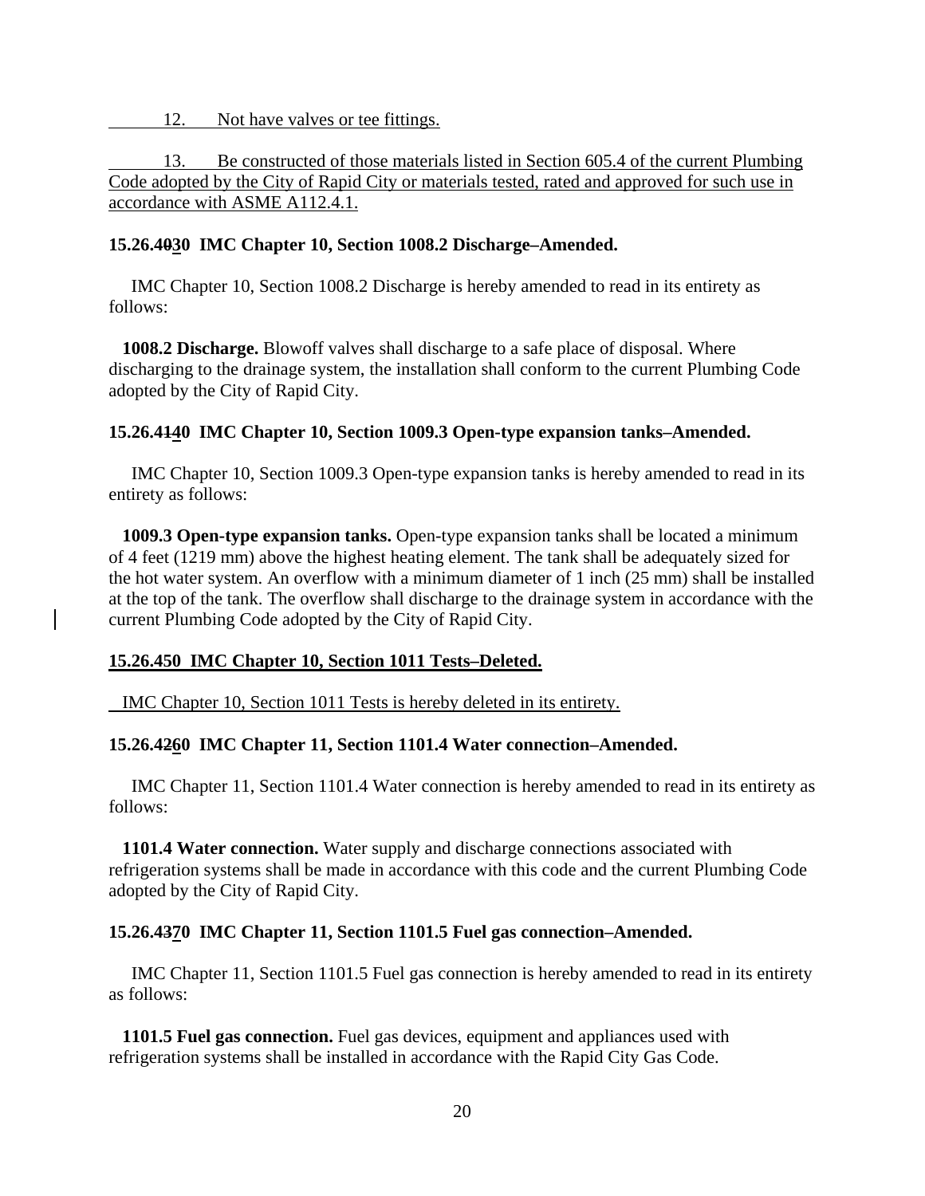12. Not have valves or tee fittings.

13. Be constructed of those materials listed in Section 605.4 of the current Plumbing Code adopted by the City of Rapid City or materials tested, rated and approved for such use in accordance with ASME A112.4.1.

**15.26.4030 IMC Chapter 10, Section 1008.2 Discharge–Amended.**

IMC Chapter 10, Section 1008.2 Discharge is hereby amended to read in its entirety as follows:

**1008.2 Discharge.** Blowoff valves shall discharge to a safe place of disposal. Where discharging to the drainage system, the installation shall conform to the current Plumbing Code adopted by the City of Rapid City.

**15.26.4140 IMC Chapter 10, Section 1009.3 Open-type expansion tanks–Amended.**

IMC Chapter 10, Section 1009.3 Open-type expansion tanks is hereby amended to read in its entirety as follows:

**1009.3 Open-type expansion tanks.** Open-type expansion tanks shall be located a minimum of 4 feet (1219 mm) above the highest heating element. The tank shall be adequately sized for the hot water system. An overflow with a minimum diameter of 1 inch (25 mm) shall be installed at the top of the tank. The overflow shall discharge to the drainage system in accordance with the current Plumbing Code adopted by the City of Rapid City.

**15.26.450 IMC Chapter 10, Section 1011 Tests–Deleted.**

IMC Chapter 10, Section 1011 Tests is hereby deleted in its entirety.

**15.26.4260 IMC Chapter 11, Section 1101.4 Water connection–Amended.**

IMC Chapter 11, Section 1101.4 Water connection is hereby amended to read in its entirety as follows:

**1101.4 Water connection.** Water supply and discharge connections associated with refrigeration systems shall be made in accordance with this code and the current Plumbing Code adopted by the City of Rapid City.

**15.26.4370 IMC Chapter 11, Section 1101.5 Fuel gas connection–Amended.**

IMC Chapter 11, Section 1101.5 Fuel gas connection is hereby amended to read in its entirety as follows:

**1101.5 Fuel gas connection.** Fuel gas devices, equipment and appliances used with refrigeration systems shall be installed in accordance with the Rapid City Gas Code.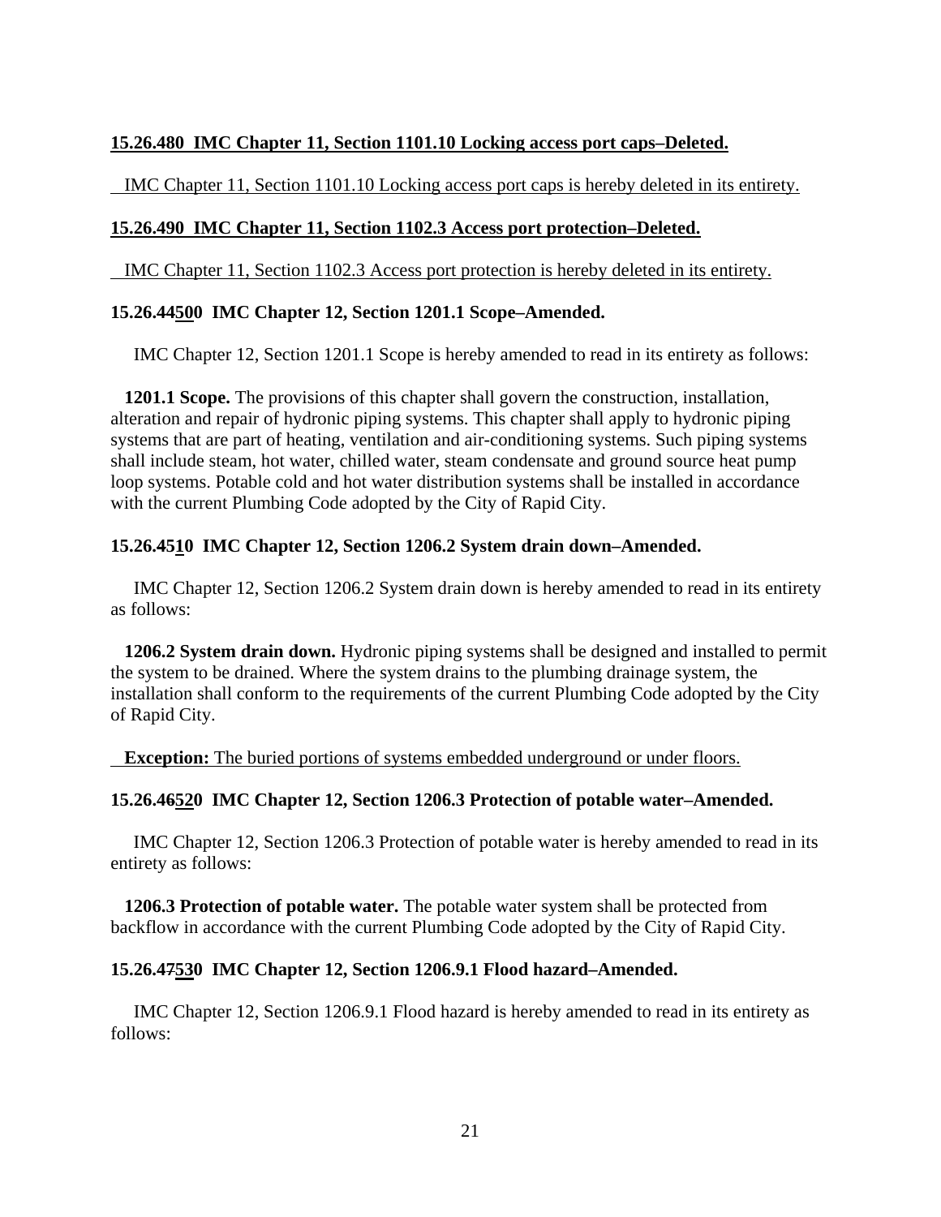**15.26.480 IMC Chapter 11, Section 1101.10 Locking access port caps–Deleted.**

IMC Chapter 11, Section 1101.10 Locking access port caps is hereby deleted in its entirety.

**15.26.490 IMC Chapter 11, Section 1102.3 Access port protection–Deleted.**

IMC Chapter 11, Section 1102.3 Access port protection is hereby deleted in its entirety.

**15.26.44500 IMC Chapter 12, Section 1201.1 Scope–Amended.**

IMC Chapter 12, Section 1201.1 Scope is hereby amended to read in its entirety as follows:

**1201.1 Scope.** The provisions of this chapter shall govern the construction, installation, alteration and repair of hydronic piping systems. This chapter shall apply to hydronic piping systems that are part of heating, ventilation and air-conditioning systems. Such piping systems shall include steam, hot water, chilled water, steam condensate and ground source heat pump loop systems. Potable cold and hot water distribution systems shall be installed in accordance with the current Plumbing Code adopted by the City of Rapid City.

**15.26.4510 IMC Chapter 12, Section 1206.2 System drain down–Amended.**

IMC Chapter 12, Section 1206.2 System drain down is hereby amended to read in its entirety as follows:

**1206.2 System drain down.** Hydronic piping systems shall be designed and installed to permit the system to be drained. Where the system drains to the plumbing drainage system, the installation shall conform to the requirements of the current Plumbing Code adopted by the City of Rapid City.

**Exception:** The buried portions of systems embedded underground or under floors.

**15.26.46520 IMC Chapter 12, Section 1206.3 Protection of potable water–Amended.**

IMC Chapter 12, Section 1206.3 Protection of potable water is hereby amended to read in its entirety as follows:

**1206.3 Protection of potable water.** The potable water system shall be protected from backflow in accordance with the current Plumbing Code adopted by the City of Rapid City.

**15.26.47530 IMC Chapter 12, Section 1206.9.1 Flood hazard–Amended.**

IMC Chapter 12, Section 1206.9.1 Flood hazard is hereby amended to read in its entirety as follows: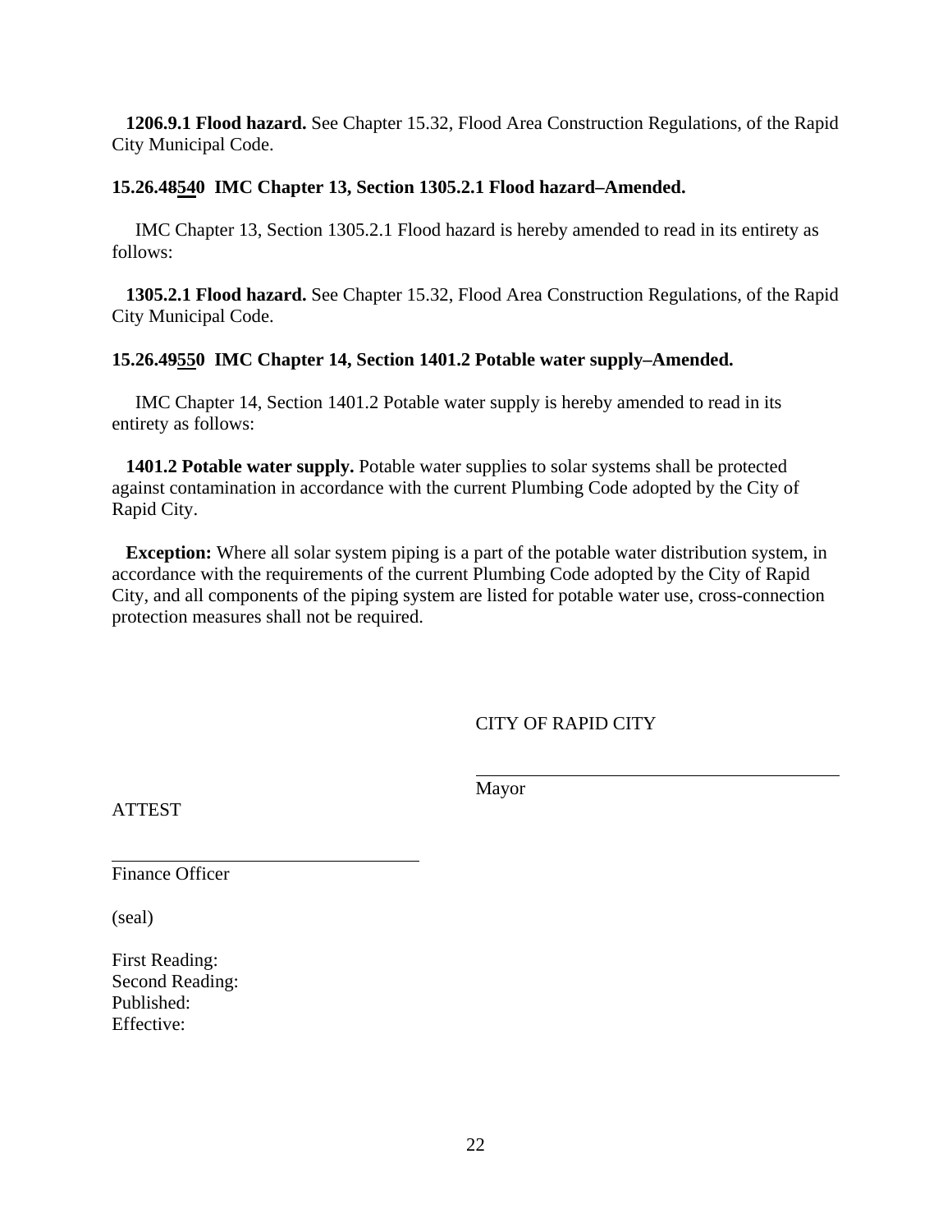**1206.9.1 Flood hazard.** See Chapter 15.32, Flood Area Construction Regulations, of the Rapid City Municipal Code.

**15.26.~~48~~<u>54</u>0 IMC Chapter 13, Section 1305.2.1 Flood hazard–Amended.**

IMC Chapter 13, Section 1305.2.1 Flood hazard is hereby amended to read in its entirety as follows:

**1305.2.1 Flood hazard.** See Chapter 15.32, Flood Area Construction Regulations, of the Rapid City Municipal Code.

**15.26.~~49~~<u>55</u>0 IMC Chapter 14, Section 1401.2 Potable water supply–Amended.**

IMC Chapter 14, Section 1401.2 Potable water supply is hereby amended to read in its entirety as follows:

**1401.2 Potable water supply.** Potable water supplies to solar systems shall be protected against contamination in accordance with the current Plumbing Code adopted by the City of Rapid City.

**Exception:** Where all solar system piping is a part of the potable water distribution system, in accordance with the requirements of the current Plumbing Code adopted by the City of Rapid City, and all components of the piping system are listed for potable water use, cross-connection protection measures shall not be required.

CITY OF RAPID CITY

\_\_\_\_\_\_\_\_\_\_\_\_\_\_\_\_\_\_\_\_\_\_\_\_\_\_\_\_\_\_\_\_\_\_\_\_\_\_\_\_
Mayor

ATTEST

\_\_\_\_\_\_\_\_\_\_\_\_\_\_\_\_\_\_\_\_\_\_\_\_\_\_\_\_\_\_\_\_\_\_
Finance Officer

(seal)

First Reading:
Second Reading:
Published:
Effective: